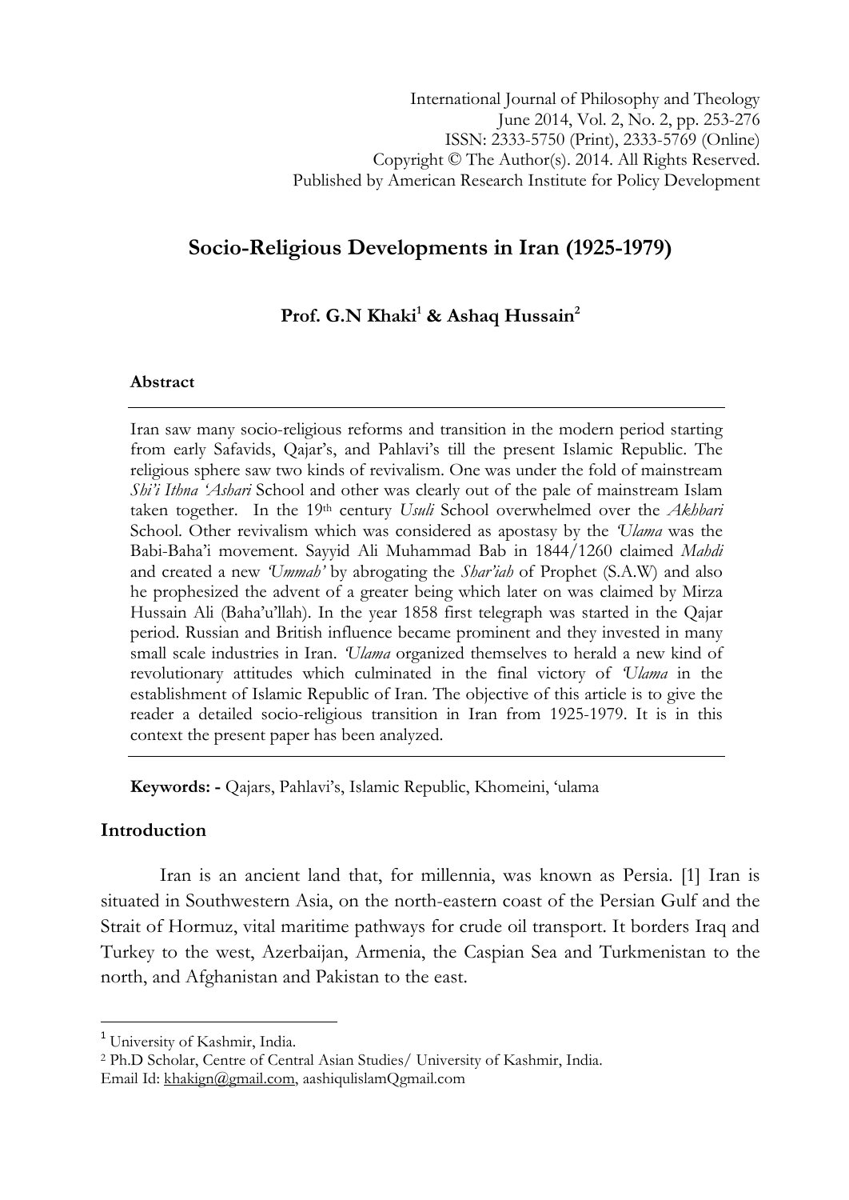International Journal of Philosophy and Theology
June 2014, Vol. 2, No. 2, pp. 253-276
ISSN: 2333-5750 (Print), 2333-5769 (Online)
Copyright © The Author(s). 2014. All Rights Reserved.
Published by American Research Institute for Policy Development

# Socio-Religious Developments in Iran (1925-1979)

**Prof. G.N Khaki[1] & Ashaq Hussain[2]**

### Abstract

Iran saw many socio-religious reforms and transition in the modern period starting from early Safavids, Qajar's, and Pahlavi's till the present Islamic Republic. The religious sphere saw two kinds of revivalism. One was under the fold of mainstream *Shi'i Ithna 'Ashari* School and other was clearly out of the pale of mainstream Islam taken together. In the 19th century *Usuli* School overwhelmed over the *Akhbari* School. Other revivalism which was considered as apostasy by the *'Ulama* was the Babi-Baha'i movement. Sayyid Ali Muhammad Bab in 1844/1260 claimed *Mahdi* and created a new *'Ummah'* by abrogating the *Shar'iah* of Prophet (S.A.W) and also he prophesized the advent of a greater being which later on was claimed by Mirza Hussain Ali (Baha'u'llah). In the year 1858 first telegraph was started in the Qajar period. Russian and British influence became prominent and they invested in many small scale industries in Iran. *'Ulama* organized themselves to herald a new kind of revolutionary attitudes which culminated in the final victory of *'Ulama* in the establishment of Islamic Republic of Iran. The objective of this article is to give the reader a detailed socio-religious transition in Iran from 1925-1979. It is in this context the present paper has been analyzed.

**Keywords: -** Qajars, Pahlavi's, Islamic Republic, Khomeini, 'ulama

## Introduction

Iran is an ancient land that, for millennia, was known as Persia. [1] Iran is situated in Southwestern Asia, on the north-eastern coast of the Persian Gulf and the Strait of Hormuz, vital maritime pathways for crude oil transport. It borders Iraq and Turkey to the west, Azerbaijan, Armenia, the Caspian Sea and Turkmenistan to the north, and Afghanistan and Pakistan to the east.

---

[1] University of Kashmir, India.

[2] Ph.D Scholar, Centre of Central Asian Studies/ University of Kashmir, India.

Email Id: khakign@gmail.com, aashiqulislamQgmail.com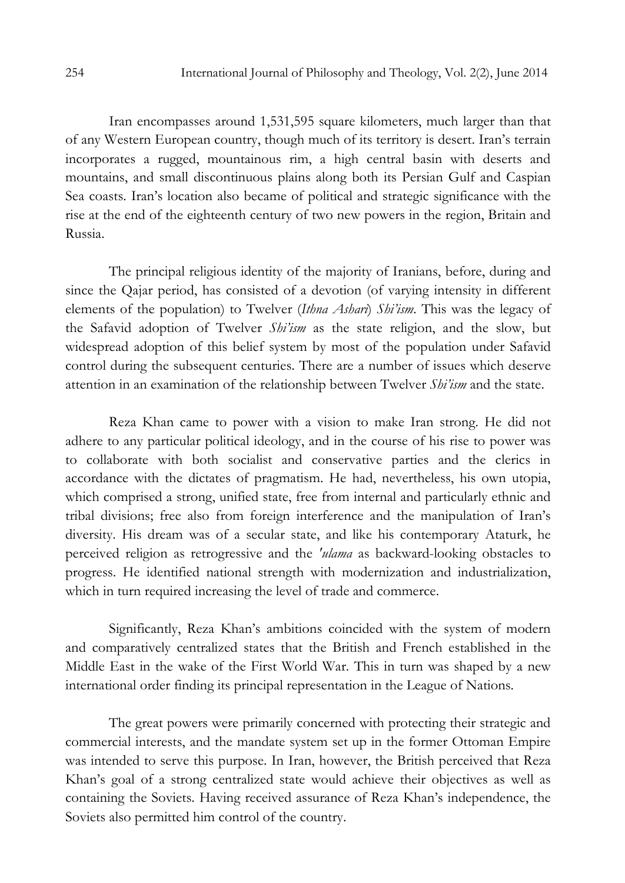Iran encompasses around 1,531,595 square kilometers, much larger than that of any Western European country, though much of its territory is desert. Iran's terrain incorporates a rugged, mountainous rim, a high central basin with deserts and mountains, and small discontinuous plains along both its Persian Gulf and Caspian Sea coasts. Iran's location also became of political and strategic significance with the rise at the end of the eighteenth century of two new powers in the region, Britain and Russia.

The principal religious identity of the majority of Iranians, before, during and since the Qajar period, has consisted of a devotion (of varying intensity in different elements of the population) to Twelver (*Ithna Ashari*) *Shi'ism*. This was the legacy of the Safavid adoption of Twelver *Shi'ism* as the state religion, and the slow, but widespread adoption of this belief system by most of the population under Safavid control during the subsequent centuries. There are a number of issues which deserve attention in an examination of the relationship between Twelver *Shi'ism* and the state.

Reza Khan came to power with a vision to make Iran strong. He did not adhere to any particular political ideology, and in the course of his rise to power was to collaborate with both socialist and conservative parties and the clerics in accordance with the dictates of pragmatism. He had, nevertheless, his own utopia, which comprised a strong, unified state, free from internal and particularly ethnic and tribal divisions; free also from foreign interference and the manipulation of Iran's diversity. His dream was of a secular state, and like his contemporary Ataturk, he perceived religion as retrogressive and the *'ulama* as backward-looking obstacles to progress. He identified national strength with modernization and industrialization, which in turn required increasing the level of trade and commerce.

Significantly, Reza Khan's ambitions coincided with the system of modern and comparatively centralized states that the British and French established in the Middle East in the wake of the First World War. This in turn was shaped by a new international order finding its principal representation in the League of Nations.

The great powers were primarily concerned with protecting their strategic and commercial interests, and the mandate system set up in the former Ottoman Empire was intended to serve this purpose. In Iran, however, the British perceived that Reza Khan's goal of a strong centralized state would achieve their objectives as well as containing the Soviets. Having received assurance of Reza Khan's independence, the Soviets also permitted him control of the country.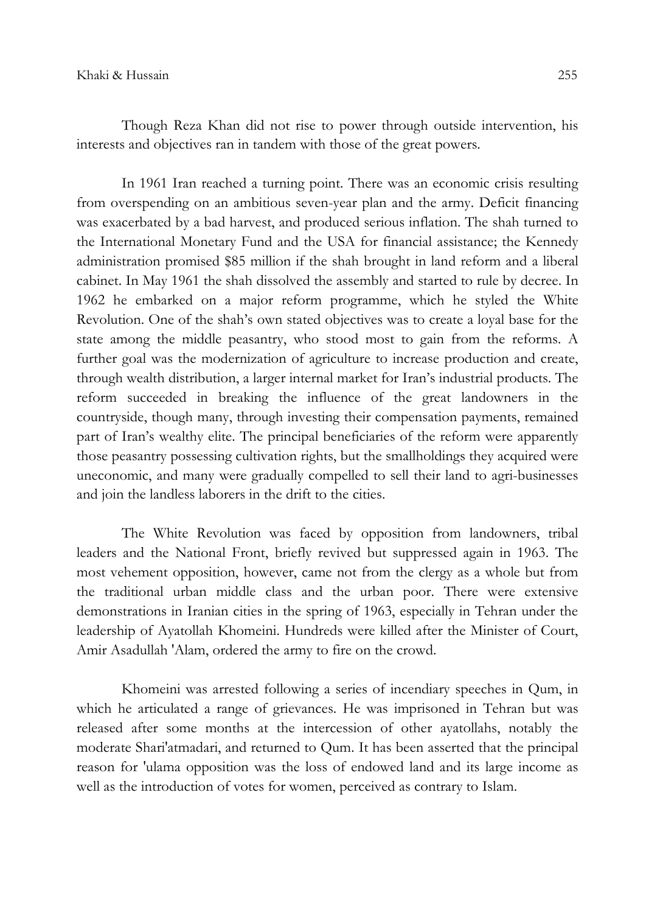Though Reza Khan did not rise to power through outside intervention, his interests and objectives ran in tandem with those of the great powers.

In 1961 Iran reached a turning point. There was an economic crisis resulting from overspending on an ambitious seven-year plan and the army. Deficit financing was exacerbated by a bad harvest, and produced serious inflation. The shah turned to the International Monetary Fund and the USA for financial assistance; the Kennedy administration promised $85 million if the shah brought in land reform and a liberal cabinet. In May 1961 the shah dissolved the assembly and started to rule by decree. In 1962 he embarked on a major reform programme, which he styled the White Revolution. One of the shah's own stated objectives was to create a loyal base for the state among the middle peasantry, who stood most to gain from the reforms. A further goal was the modernization of agriculture to increase production and create, through wealth distribution, a larger internal market for Iran's industrial products. The reform succeeded in breaking the influence of the great landowners in the countryside, though many, through investing their compensation payments, remained part of Iran's wealthy elite. The principal beneficiaries of the reform were apparently those peasantry possessing cultivation rights, but the smallholdings they acquired were uneconomic, and many were gradually compelled to sell their land to agri-businesses and join the landless laborers in the drift to the cities.

The White Revolution was faced by opposition from landowners, tribal leaders and the National Front, briefly revived but suppressed again in 1963. The most vehement opposition, however, came not from the clergy as a whole but from the traditional urban middle class and the urban poor. There were extensive demonstrations in Iranian cities in the spring of 1963, especially in Tehran under the leadership of Ayatollah Khomeini. Hundreds were killed after the Minister of Court, Amir Asadullah 'Alam, ordered the army to fire on the crowd.

Khomeini was arrested following a series of incendiary speeches in Qum, in which he articulated a range of grievances. He was imprisoned in Tehran but was released after some months at the intercession of other ayatollahs, notably the moderate Shari'atmadari, and returned to Qum. It has been asserted that the principal reason for 'ulama opposition was the loss of endowed land and its large income as well as the introduction of votes for women, perceived as contrary to Islam.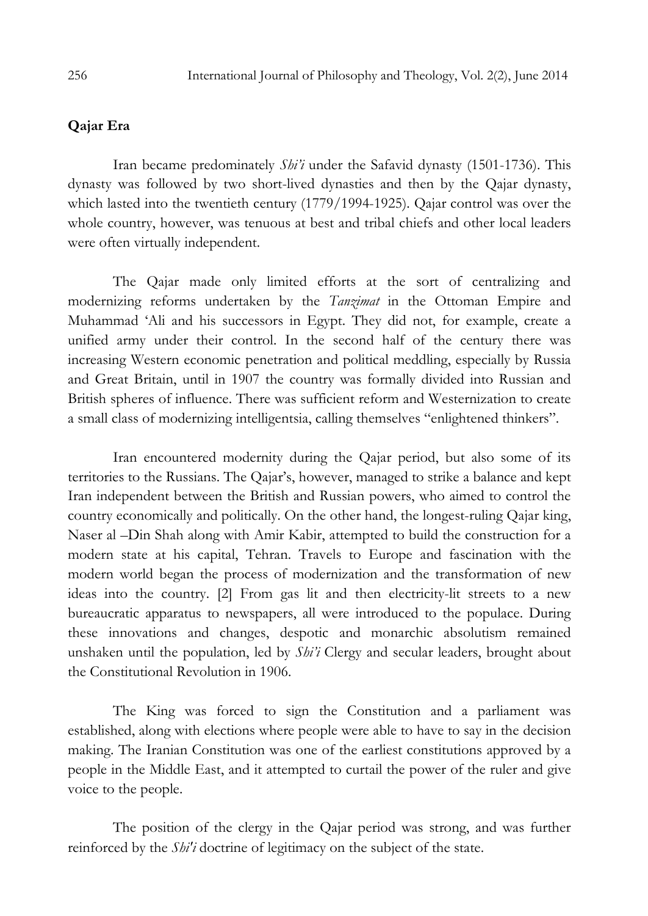**Qajar Era**

Iran became predominately *Shi'i* under the Safavid dynasty (1501-1736). This dynasty was followed by two short-lived dynasties and then by the Qajar dynasty, which lasted into the twentieth century (1779/1994-1925). Qajar control was over the whole country, however, was tenuous at best and tribal chiefs and other local leaders were often virtually independent.

The Qajar made only limited efforts at the sort of centralizing and modernizing reforms undertaken by the *Tanzimat* in the Ottoman Empire and Muhammad 'Ali and his successors in Egypt. They did not, for example, create a unified army under their control. In the second half of the century there was increasing Western economic penetration and political meddling, especially by Russia and Great Britain, until in 1907 the country was formally divided into Russian and British spheres of influence. There was sufficient reform and Westernization to create a small class of modernizing intelligentsia, calling themselves "enlightened thinkers".

Iran encountered modernity during the Qajar period, but also some of its territories to the Russians. The Qajar's, however, managed to strike a balance and kept Iran independent between the British and Russian powers, who aimed to control the country economically and politically. On the other hand, the longest-ruling Qajar king, Naser al –Din Shah along with Amir Kabir, attempted to build the construction for a modern state at his capital, Tehran. Travels to Europe and fascination with the modern world began the process of modernization and the transformation of new ideas into the country. [2] From gas lit and then electricity-lit streets to a new bureaucratic apparatus to newspapers, all were introduced to the populace. During these innovations and changes, despotic and monarchic absolutism remained unshaken until the population, led by *Shi'i* Clergy and secular leaders, brought about the Constitutional Revolution in 1906.

The King was forced to sign the Constitution and a parliament was established, along with elections where people were able to have to say in the decision making. The Iranian Constitution was one of the earliest constitutions approved by a people in the Middle East, and it attempted to curtail the power of the ruler and give voice to the people.

The position of the clergy in the Qajar period was strong, and was further reinforced by the *Shi'i* doctrine of legitimacy on the subject of the state.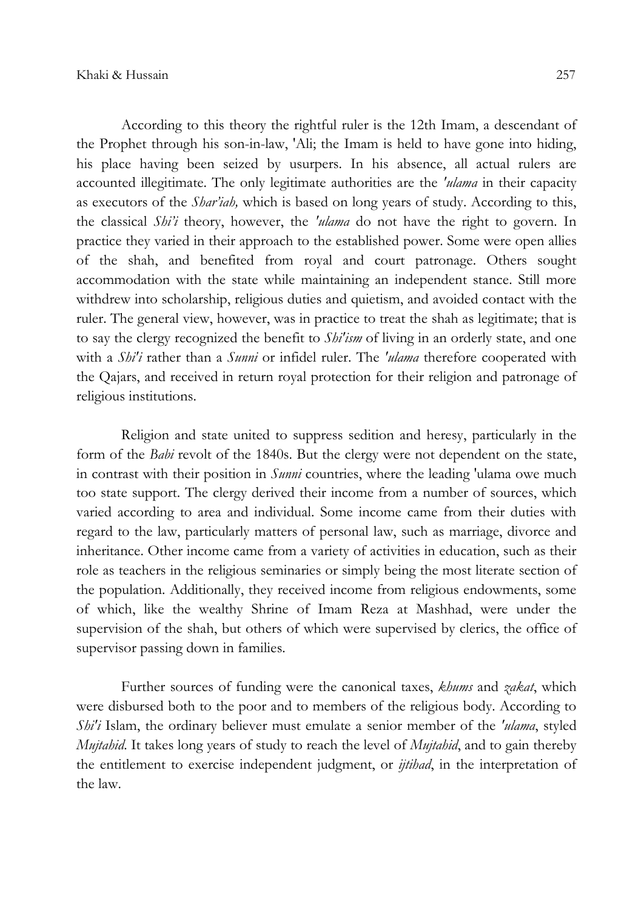According to this theory the rightful ruler is the 12th Imam, a descendant of the Prophet through his son-in-law, 'Ali; the Imam is held to have gone into hiding, his place having been seized by usurpers. In his absence, all actual rulers are accounted illegitimate. The only legitimate authorities are the *'ulama* in their capacity as executors of the *Shar'iah,* which is based on long years of study. According to this, the classical *Shi'i* theory, however, the *'ulama* do not have the right to govern. In practice they varied in their approach to the established power. Some were open allies of the shah, and benefited from royal and court patronage. Others sought accommodation with the state while maintaining an independent stance. Still more withdrew into scholarship, religious duties and quietism, and avoided contact with the ruler. The general view, however, was in practice to treat the shah as legitimate; that is to say the clergy recognized the benefit to *Shi'ism* of living in an orderly state, and one with a *Shi'i* rather than a *Sunni* or infidel ruler. The *'ulama* therefore cooperated with the Qajars, and received in return royal protection for their religion and patronage of religious institutions.

Religion and state united to suppress sedition and heresy, particularly in the form of the *Babi* revolt of the 1840s. But the clergy were not dependent on the state, in contrast with their position in *Sunni* countries, where the leading 'ulama owe much too state support. The clergy derived their income from a number of sources, which varied according to area and individual. Some income came from their duties with regard to the law, particularly matters of personal law, such as marriage, divorce and inheritance. Other income came from a variety of activities in education, such as their role as teachers in the religious seminaries or simply being the most literate section of the population. Additionally, they received income from religious endowments, some of which, like the wealthy Shrine of Imam Reza at Mashhad, were under the supervision of the shah, but others of which were supervised by clerics, the office of supervisor passing down in families.

Further sources of funding were the canonical taxes, *khums* and *zakat*, which were disbursed both to the poor and to members of the religious body. According to *Shi'i* Islam, the ordinary believer must emulate a senior member of the *'ulama*, styled *Mujtahid*. It takes long years of study to reach the level of *Mujtahid*, and to gain thereby the entitlement to exercise independent judgment, or *ijtihad*, in the interpretation of the law.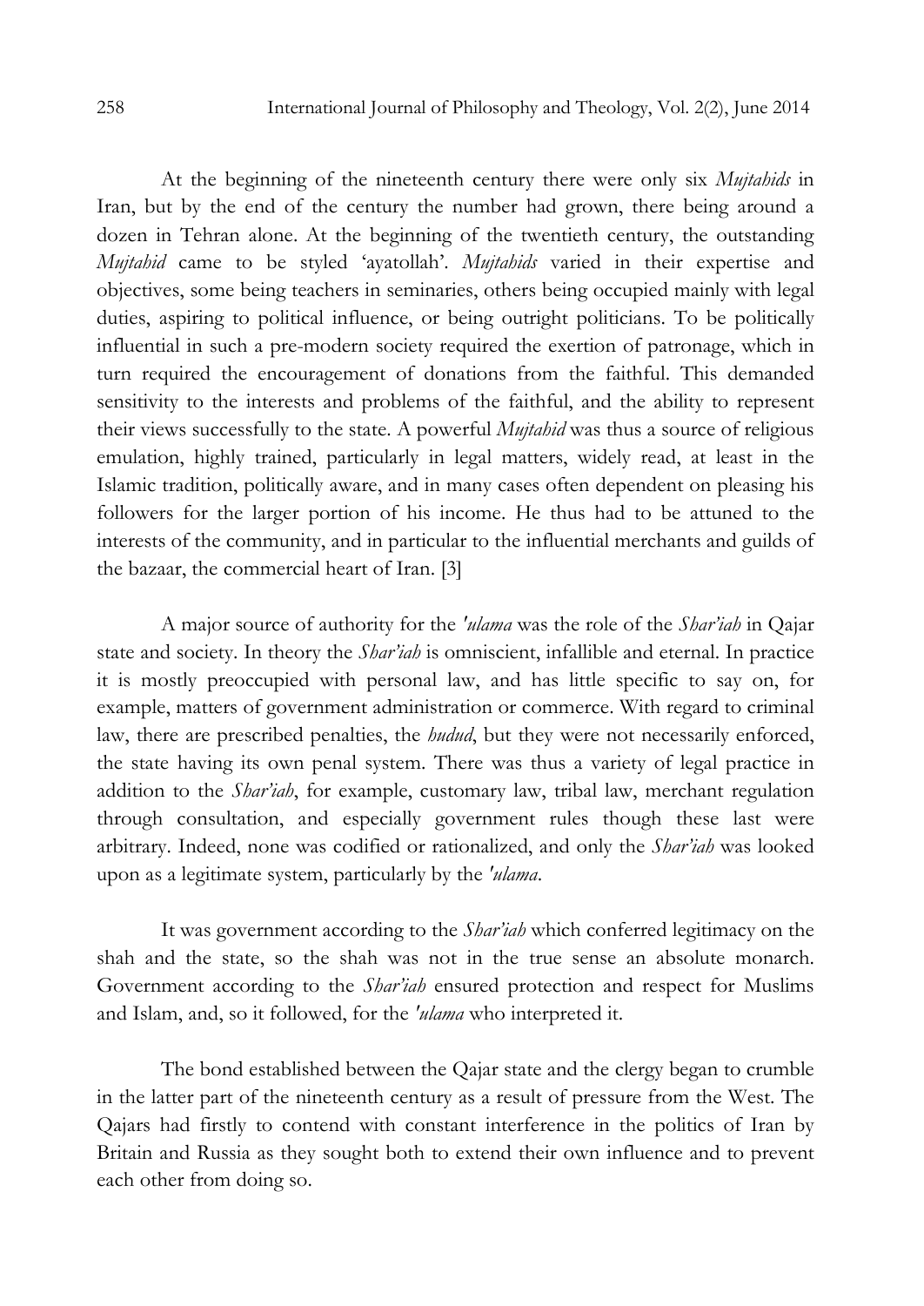At the beginning of the nineteenth century there were only six *Mujtahids* in Iran, but by the end of the century the number had grown, there being around a dozen in Tehran alone. At the beginning of the twentieth century, the outstanding *Mujtahid* came to be styled 'ayatollah'. *Mujtahids* varied in their expertise and objectives, some being teachers in seminaries, others being occupied mainly with legal duties, aspiring to political influence, or being outright politicians. To be politically influential in such a pre-modern society required the exertion of patronage, which in turn required the encouragement of donations from the faithful. This demanded sensitivity to the interests and problems of the faithful, and the ability to represent their views successfully to the state. A powerful *Mujtahid* was thus a source of religious emulation, highly trained, particularly in legal matters, widely read, at least in the Islamic tradition, politically aware, and in many cases often dependent on pleasing his followers for the larger portion of his income. He thus had to be attuned to the interests of the community, and in particular to the influential merchants and guilds of the bazaar, the commercial heart of Iran. [3]

A major source of authority for the *'ulama* was the role of the *Shar'iah* in Qajar state and society. In theory the *Shar'iah* is omniscient, infallible and eternal. In practice it is mostly preoccupied with personal law, and has little specific to say on, for example, matters of government administration or commerce. With regard to criminal law, there are prescribed penalties, the *hudud*, but they were not necessarily enforced, the state having its own penal system. There was thus a variety of legal practice in addition to the *Shar'iah*, for example, customary law, tribal law, merchant regulation through consultation, and especially government rules though these last were arbitrary. Indeed, none was codified or rationalized, and only the *Shar'iah* was looked upon as a legitimate system, particularly by the *'ulama*.

It was government according to the *Shar'iah* which conferred legitimacy on the shah and the state, so the shah was not in the true sense an absolute monarch. Government according to the *Shar'iah* ensured protection and respect for Muslims and Islam, and, so it followed, for the *'ulama* who interpreted it.

The bond established between the Qajar state and the clergy began to crumble in the latter part of the nineteenth century as a result of pressure from the West. The Qajars had firstly to contend with constant interference in the politics of Iran by Britain and Russia as they sought both to extend their own influence and to prevent each other from doing so.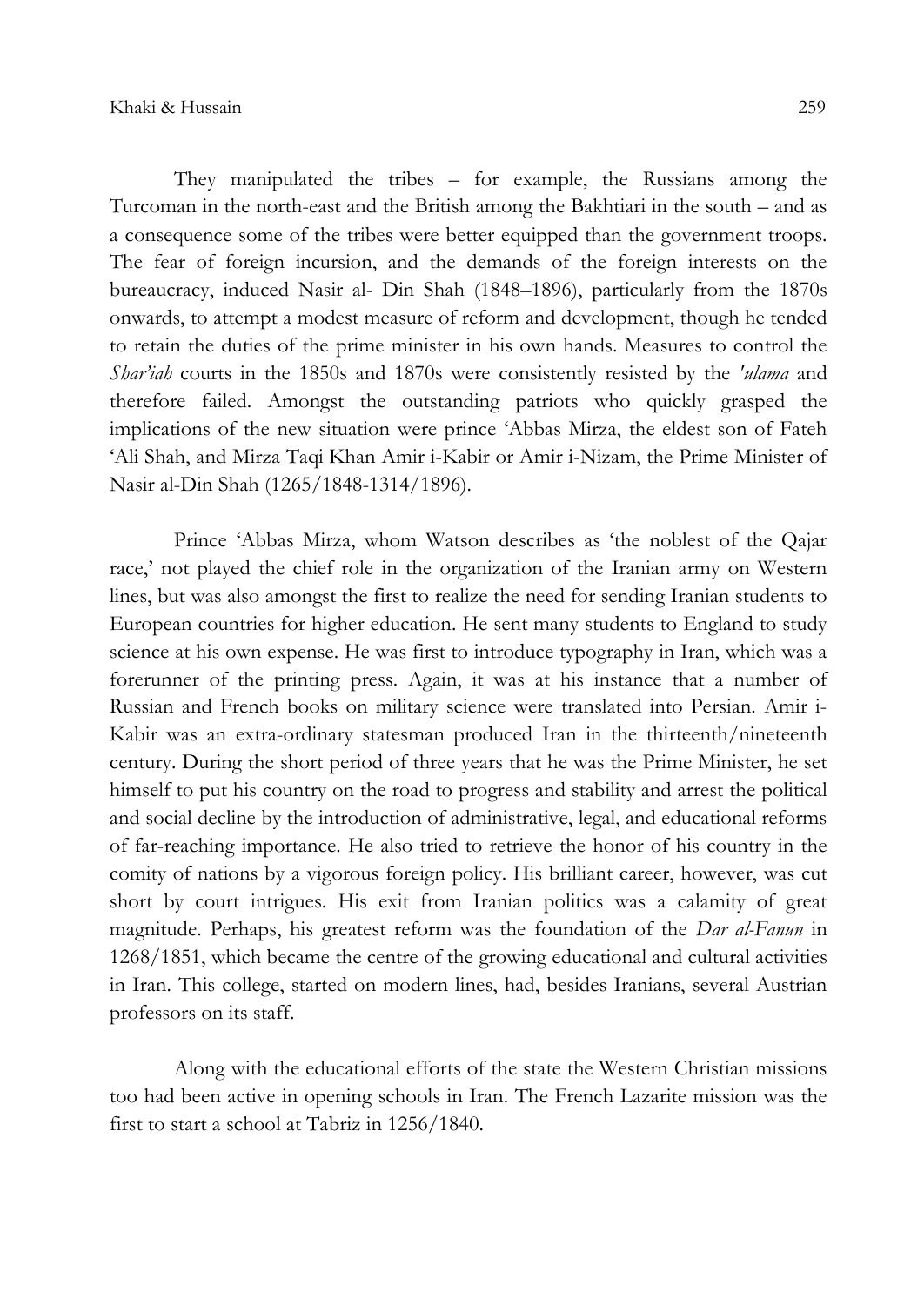They manipulated the tribes – for example, the Russians among the Turcoman in the north-east and the British among the Bakhtiari in the south – and as a consequence some of the tribes were better equipped than the government troops. The fear of foreign incursion, and the demands of the foreign interests on the bureaucracy, induced Nasir al- Din Shah (1848–1896), particularly from the 1870s onwards, to attempt a modest measure of reform and development, though he tended to retain the duties of the prime minister in his own hands. Measures to control the *Shar'iah* courts in the 1850s and 1870s were consistently resisted by the *'ulama* and therefore failed. Amongst the outstanding patriots who quickly grasped the implications of the new situation were prince 'Abbas Mirza, the eldest son of Fateh 'Ali Shah, and Mirza Taqi Khan Amir i-Kabir or Amir i-Nizam, the Prime Minister of Nasir al-Din Shah (1265/1848-1314/1896).

Prince 'Abbas Mirza, whom Watson describes as 'the noblest of the Qajar race,' not played the chief role in the organization of the Iranian army on Western lines, but was also amongst the first to realize the need for sending Iranian students to European countries for higher education. He sent many students to England to study science at his own expense. He was first to introduce typography in Iran, which was a forerunner of the printing press. Again, it was at his instance that a number of Russian and French books on military science were translated into Persian. Amir i-Kabir was an extra-ordinary statesman produced Iran in the thirteenth/nineteenth century. During the short period of three years that he was the Prime Minister, he set himself to put his country on the road to progress and stability and arrest the political and social decline by the introduction of administrative, legal, and educational reforms of far-reaching importance. He also tried to retrieve the honor of his country in the comity of nations by a vigorous foreign policy. His brilliant career, however, was cut short by court intrigues. His exit from Iranian politics was a calamity of great magnitude. Perhaps, his greatest reform was the foundation of the *Dar al-Fanun* in 1268/1851, which became the centre of the growing educational and cultural activities in Iran. This college, started on modern lines, had, besides Iranians, several Austrian professors on its staff.

Along with the educational efforts of the state the Western Christian missions too had been active in opening schools in Iran. The French Lazarite mission was the first to start a school at Tabriz in 1256/1840.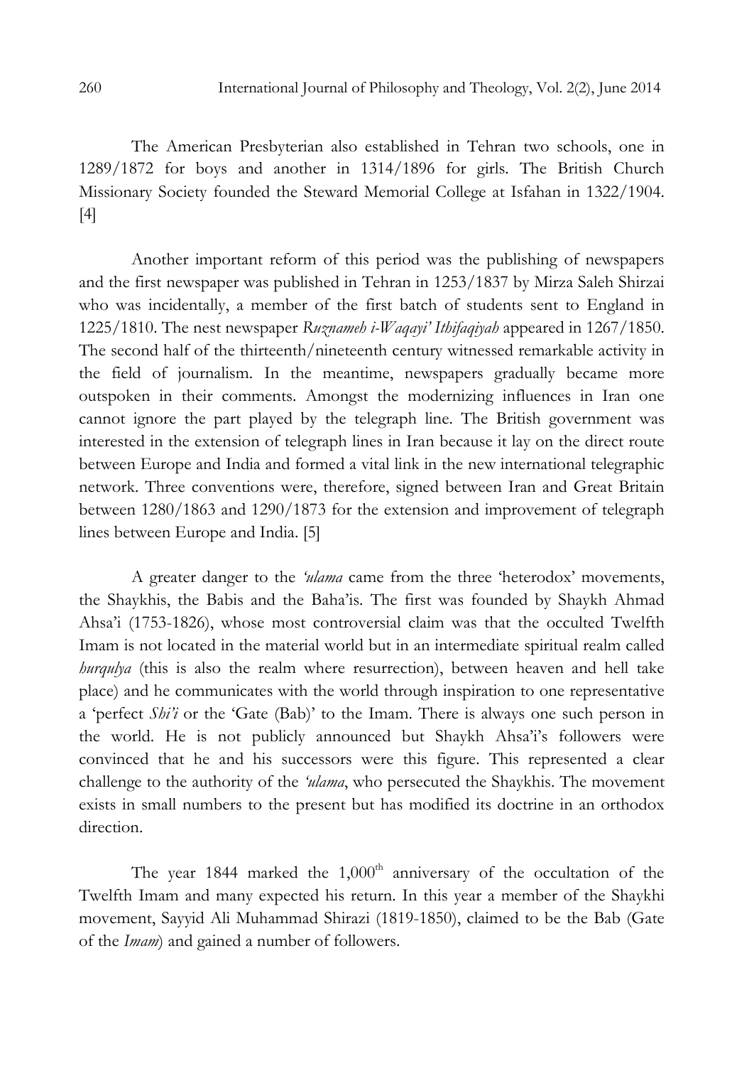The American Presbyterian also established in Tehran two schools, one in 1289/1872 for boys and another in 1314/1896 for girls. The British Church Missionary Society founded the Steward Memorial College at Isfahan in 1322/1904. [4]

Another important reform of this period was the publishing of newspapers and the first newspaper was published in Tehran in 1253/1837 by Mirza Saleh Shirzai who was incidentally, a member of the first batch of students sent to England in 1225/1810. The nest newspaper *Ruznameh i-Waqayi' Ithifaqiyah* appeared in 1267/1850. The second half of the thirteenth/nineteenth century witnessed remarkable activity in the field of journalism. In the meantime, newspapers gradually became more outspoken in their comments. Amongst the modernizing influences in Iran one cannot ignore the part played by the telegraph line. The British government was interested in the extension of telegraph lines in Iran because it lay on the direct route between Europe and India and formed a vital link in the new international telegraphic network. Three conventions were, therefore, signed between Iran and Great Britain between 1280/1863 and 1290/1873 for the extension and improvement of telegraph lines between Europe and India. [5]

A greater danger to the *'ulama* came from the three 'heterodox' movements, the Shaykhis, the Babis and the Baha'is. The first was founded by Shaykh Ahmad Ahsa'i (1753-1826), whose most controversial claim was that the occulted Twelfth Imam is not located in the material world but in an intermediate spiritual realm called *hurqulya* (this is also the realm where resurrection), between heaven and hell take place) and he communicates with the world through inspiration to one representative a 'perfect *Shi'i* or the 'Gate (Bab)' to the Imam. There is always one such person in the world. He is not publicly announced but Shaykh Ahsa'i's followers were convinced that he and his successors were this figure. This represented a clear challenge to the authority of the *'ulama*, who persecuted the Shaykhis. The movement exists in small numbers to the present but has modified its doctrine in an orthodox direction.

The year 1844 marked the 1,000th anniversary of the occultation of the Twelfth Imam and many expected his return. In this year a member of the Shaykhi movement, Sayyid Ali Muhammad Shirazi (1819-1850), claimed to be the Bab (Gate of the *Imam*) and gained a number of followers.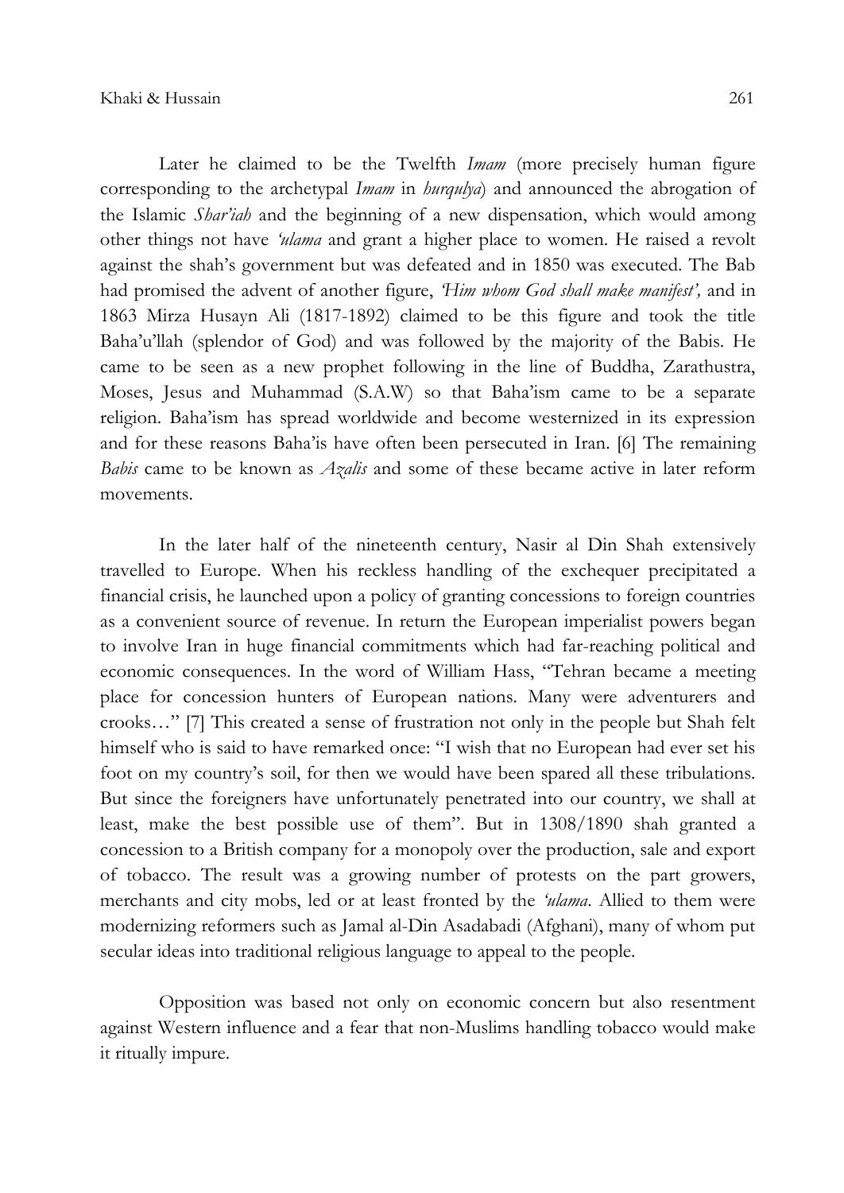Later he claimed to be the Twelfth *Imam* (more precisely human figure corresponding to the archetypal *Imam* in *hurqulya*) and announced the abrogation of the Islamic *Shar'iah* and the beginning of a new dispensation, which would among other things not have *'ulama* and grant a higher place to women. He raised a revolt against the shah's government but was defeated and in 1850 was executed. The Bab had promised the advent of another figure, *'Him whom God shall make manifest',* and in 1863 Mirza Husayn Ali (1817-1892) claimed to be this figure and took the title Baha'u'llah (splendor of God) and was followed by the majority of the Babis. He came to be seen as a new prophet following in the line of Buddha, Zarathustra, Moses, Jesus and Muhammad (S.A.W) so that Baha'ism came to be a separate religion. Baha'ism has spread worldwide and become westernized in its expression and for these reasons Baha'is have often been persecuted in Iran. [6] The remaining *Babis* came to be known as *Azalis* and some of these became active in later reform movements.

In the later half of the nineteenth century, Nasir al Din Shah extensively travelled to Europe. When his reckless handling of the exchequer precipitated a financial crisis, he launched upon a policy of granting concessions to foreign countries as a convenient source of revenue. In return the European imperialist powers began to involve Iran in huge financial commitments which had far-reaching political and economic consequences. In the word of William Hass, "Tehran became a meeting place for concession hunters of European nations. Many were adventurers and crooks…" [7] This created a sense of frustration not only in the people but Shah felt himself who is said to have remarked once: "I wish that no European had ever set his foot on my country's soil, for then we would have been spared all these tribulations. But since the foreigners have unfortunately penetrated into our country, we shall at least, make the best possible use of them". But in 1308/1890 shah granted a concession to a British company for a monopoly over the production, sale and export of tobacco. The result was a growing number of protests on the part growers, merchants and city mobs, led or at least fronted by the *'ulama*. Allied to them were modernizing reformers such as Jamal al-Din Asadabadi (Afghani), many of whom put secular ideas into traditional religious language to appeal to the people.

Opposition was based not only on economic concern but also resentment against Western influence and a fear that non-Muslims handling tobacco would make it ritually impure.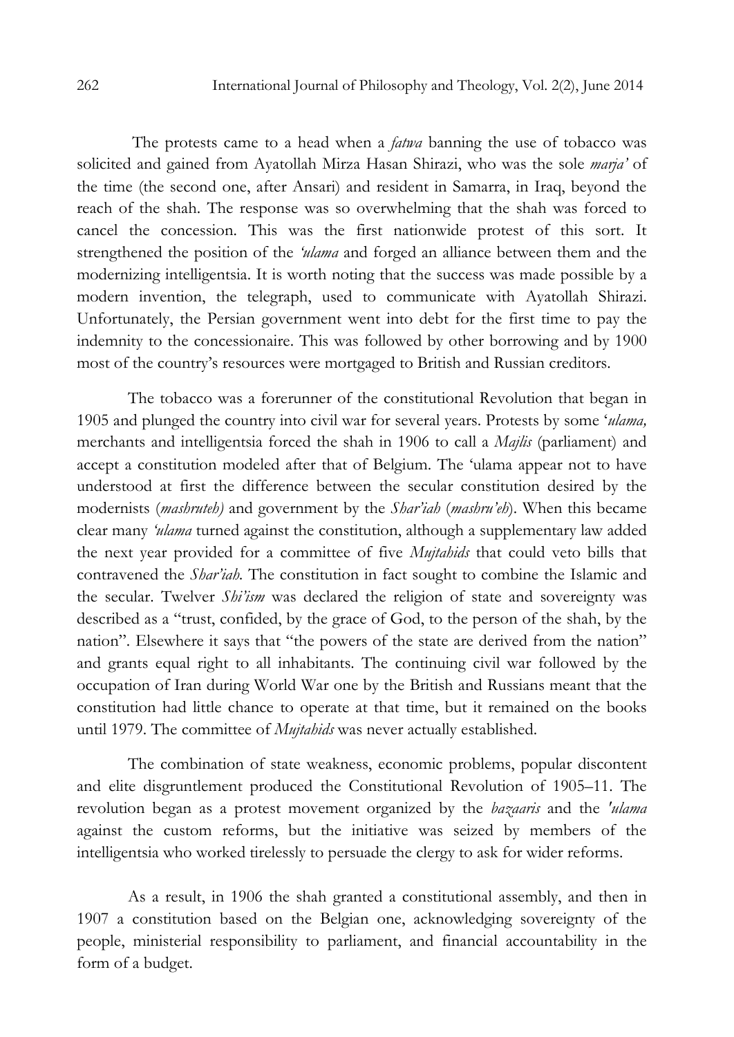The protests came to a head when a *fatwa* banning the use of tobacco was solicited and gained from Ayatollah Mirza Hasan Shirazi, who was the sole *marja'* of the time (the second one, after Ansari) and resident in Samarra, in Iraq, beyond the reach of the shah. The response was so overwhelming that the shah was forced to cancel the concession. This was the first nationwide protest of this sort. It strengthened the position of the *'ulama* and forged an alliance between them and the modernizing intelligentsia. It is worth noting that the success was made possible by a modern invention, the telegraph, used to communicate with Ayatollah Shirazi. Unfortunately, the Persian government went into debt for the first time to pay the indemnity to the concessionaire. This was followed by other borrowing and by 1900 most of the country's resources were mortgaged to British and Russian creditors.

The tobacco was a forerunner of the constitutional Revolution that began in 1905 and plunged the country into civil war for several years. Protests by some '*ulama,* merchants and intelligentsia forced the shah in 1906 to call a *Majlis* (parliament) and accept a constitution modeled after that of Belgium. The 'ulama appear not to have understood at first the difference between the secular constitution desired by the modernists (*mashruteh)* and government by the *Shar'iah* (*mashru'eh*). When this became clear many *'ulama* turned against the constitution, although a supplementary law added the next year provided for a committee of five *Mujtahids* that could veto bills that contravened the *Shar'iah.* The constitution in fact sought to combine the Islamic and the secular. Twelver *Shi'ism* was declared the religion of state and sovereignty was described as a "trust, confided, by the grace of God, to the person of the shah, by the nation". Elsewhere it says that "the powers of the state are derived from the nation" and grants equal right to all inhabitants. The continuing civil war followed by the occupation of Iran during World War one by the British and Russians meant that the constitution had little chance to operate at that time, but it remained on the books until 1979. The committee of *Mujtahids* was never actually established.

The combination of state weakness, economic problems, popular discontent and elite disgruntlement produced the Constitutional Revolution of 1905–11. The revolution began as a protest movement organized by the *bazaaris* and the *'ulama* against the custom reforms, but the initiative was seized by members of the intelligentsia who worked tirelessly to persuade the clergy to ask for wider reforms.

As a result, in 1906 the shah granted a constitutional assembly, and then in 1907 a constitution based on the Belgian one, acknowledging sovereignty of the people, ministerial responsibility to parliament, and financial accountability in the form of a budget.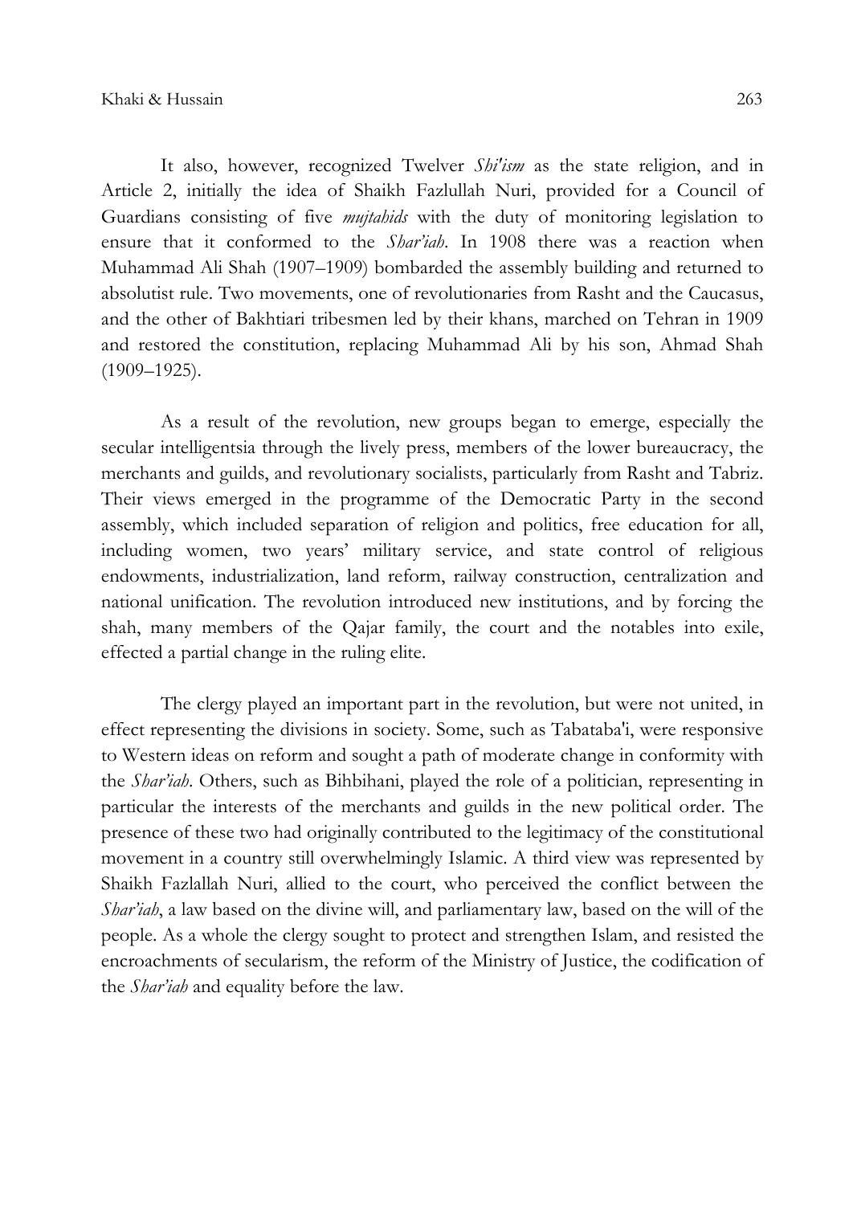It also, however, recognized Twelver *Shi'ism* as the state religion, and in Article 2, initially the idea of Shaikh Fazlullah Nuri, provided for a Council of Guardians consisting of five *mujtahids* with the duty of monitoring legislation to ensure that it conformed to the *Shar'iah*. In 1908 there was a reaction when Muhammad Ali Shah (1907–1909) bombarded the assembly building and returned to absolutist rule. Two movements, one of revolutionaries from Rasht and the Caucasus, and the other of Bakhtiari tribesmen led by their khans, marched on Tehran in 1909 and restored the constitution, replacing Muhammad Ali by his son, Ahmad Shah (1909–1925).

As a result of the revolution, new groups began to emerge, especially the secular intelligentsia through the lively press, members of the lower bureaucracy, the merchants and guilds, and revolutionary socialists, particularly from Rasht and Tabriz. Their views emerged in the programme of the Democratic Party in the second assembly, which included separation of religion and politics, free education for all, including women, two years' military service, and state control of religious endowments, industrialization, land reform, railway construction, centralization and national unification. The revolution introduced new institutions, and by forcing the shah, many members of the Qajar family, the court and the notables into exile, effected a partial change in the ruling elite.

The clergy played an important part in the revolution, but were not united, in effect representing the divisions in society. Some, such as Tabataba'i, were responsive to Western ideas on reform and sought a path of moderate change in conformity with the *Shar'iah*. Others, such as Bihbihani, played the role of a politician, representing in particular the interests of the merchants and guilds in the new political order. The presence of these two had originally contributed to the legitimacy of the constitutional movement in a country still overwhelmingly Islamic. A third view was represented by Shaikh Fazlallah Nuri, allied to the court, who perceived the conflict between the *Shar'iah*, a law based on the divine will, and parliamentary law, based on the will of the people. As a whole the clergy sought to protect and strengthen Islam, and resisted the encroachments of secularism, the reform of the Ministry of Justice, the codification of the *Shar'iah* and equality before the law.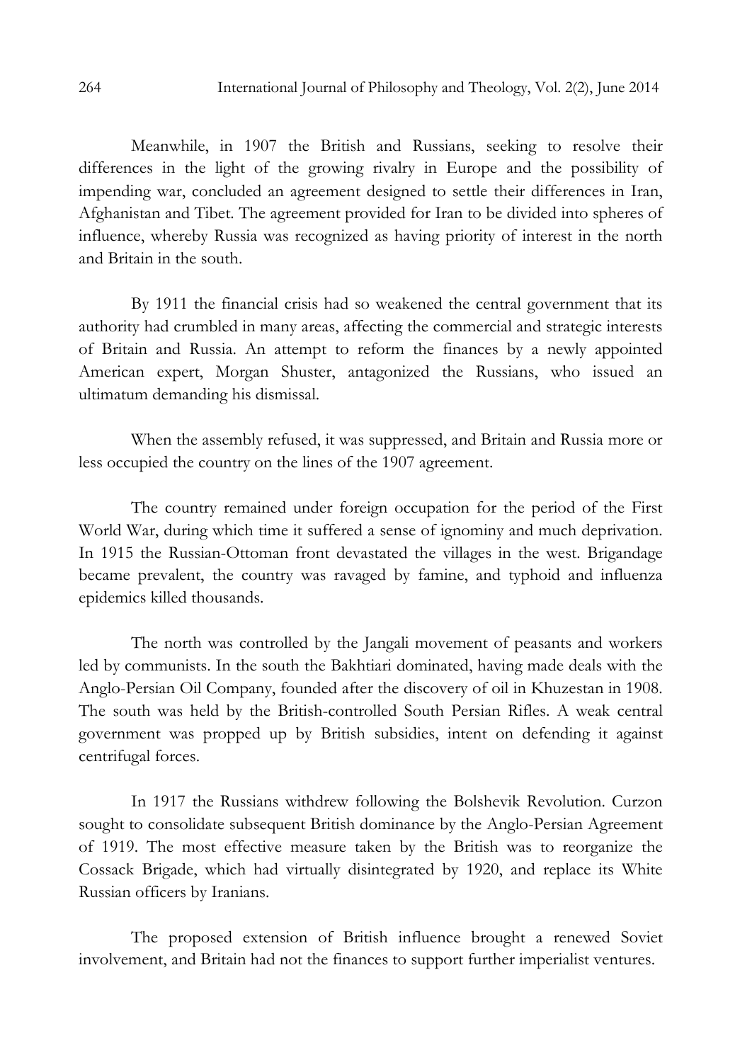Meanwhile, in 1907 the British and Russians, seeking to resolve their differences in the light of the growing rivalry in Europe and the possibility of impending war, concluded an agreement designed to settle their differences in Iran, Afghanistan and Tibet. The agreement provided for Iran to be divided into spheres of influence, whereby Russia was recognized as having priority of interest in the north and Britain in the south.

By 1911 the financial crisis had so weakened the central government that its authority had crumbled in many areas, affecting the commercial and strategic interests of Britain and Russia. An attempt to reform the finances by a newly appointed American expert, Morgan Shuster, antagonized the Russians, who issued an ultimatum demanding his dismissal.

When the assembly refused, it was suppressed, and Britain and Russia more or less occupied the country on the lines of the 1907 agreement.

The country remained under foreign occupation for the period of the First World War, during which time it suffered a sense of ignominy and much deprivation. In 1915 the Russian-Ottoman front devastated the villages in the west. Brigandage became prevalent, the country was ravaged by famine, and typhoid and influenza epidemics killed thousands.

The north was controlled by the Jangali movement of peasants and workers led by communists. In the south the Bakhtiari dominated, having made deals with the Anglo-Persian Oil Company, founded after the discovery of oil in Khuzestan in 1908. The south was held by the British-controlled South Persian Rifles. A weak central government was propped up by British subsidies, intent on defending it against centrifugal forces.

In 1917 the Russians withdrew following the Bolshevik Revolution. Curzon sought to consolidate subsequent British dominance by the Anglo-Persian Agreement of 1919. The most effective measure taken by the British was to reorganize the Cossack Brigade, which had virtually disintegrated by 1920, and replace its White Russian officers by Iranians.

The proposed extension of British influence brought a renewed Soviet involvement, and Britain had not the finances to support further imperialist ventures.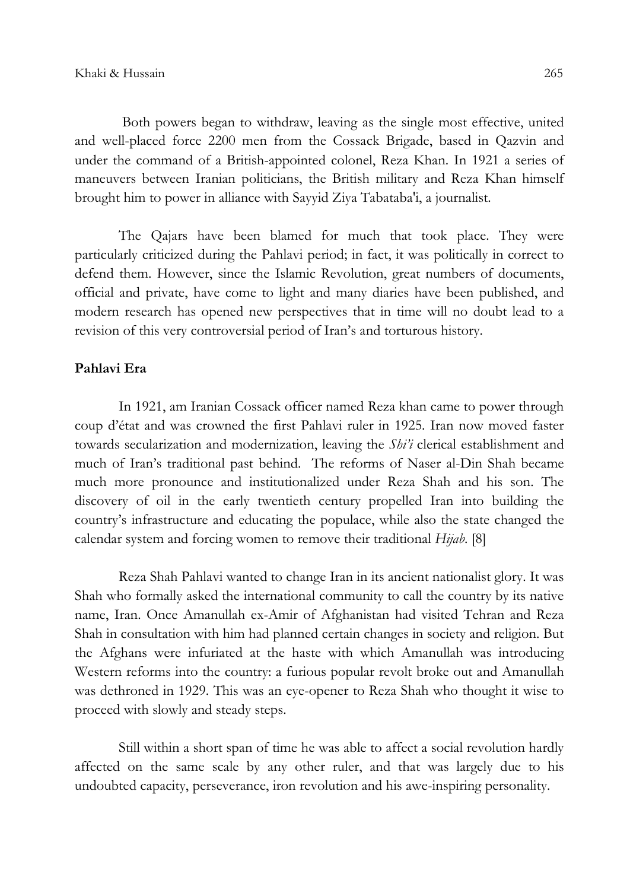Both powers began to withdraw, leaving as the single most effective, united and well-placed force 2200 men from the Cossack Brigade, based in Qazvin and under the command of a British-appointed colonel, Reza Khan. In 1921 a series of maneuvers between Iranian politicians, the British military and Reza Khan himself brought him to power in alliance with Sayyid Ziya Tabataba'i, a journalist.

The Qajars have been blamed for much that took place. They were particularly criticized during the Pahlavi period; in fact, it was politically in correct to defend them. However, since the Islamic Revolution, great numbers of documents, official and private, have come to light and many diaries have been published, and modern research has opened new perspectives that in time will no doubt lead to a revision of this very controversial period of Iran's and torturous history.

**Pahlavi Era**

In 1921, am Iranian Cossack officer named Reza khan came to power through coup d'état and was crowned the first Pahlavi ruler in 1925. Iran now moved faster towards secularization and modernization, leaving the *Shi'i* clerical establishment and much of Iran's traditional past behind. The reforms of Naser al-Din Shah became much more pronounce and institutionalized under Reza Shah and his son. The discovery of oil in the early twentieth century propelled Iran into building the country's infrastructure and educating the populace, while also the state changed the calendar system and forcing women to remove their traditional *Hijab*. [8]

Reza Shah Pahlavi wanted to change Iran in its ancient nationalist glory. It was Shah who formally asked the international community to call the country by its native name, Iran. Once Amanullah ex-Amir of Afghanistan had visited Tehran and Reza Shah in consultation with him had planned certain changes in society and religion. But the Afghans were infuriated at the haste with which Amanullah was introducing Western reforms into the country: a furious popular revolt broke out and Amanullah was dethroned in 1929. This was an eye-opener to Reza Shah who thought it wise to proceed with slowly and steady steps.

Still within a short span of time he was able to affect a social revolution hardly affected on the same scale by any other ruler, and that was largely due to his undoubted capacity, perseverance, iron revolution and his awe-inspiring personality.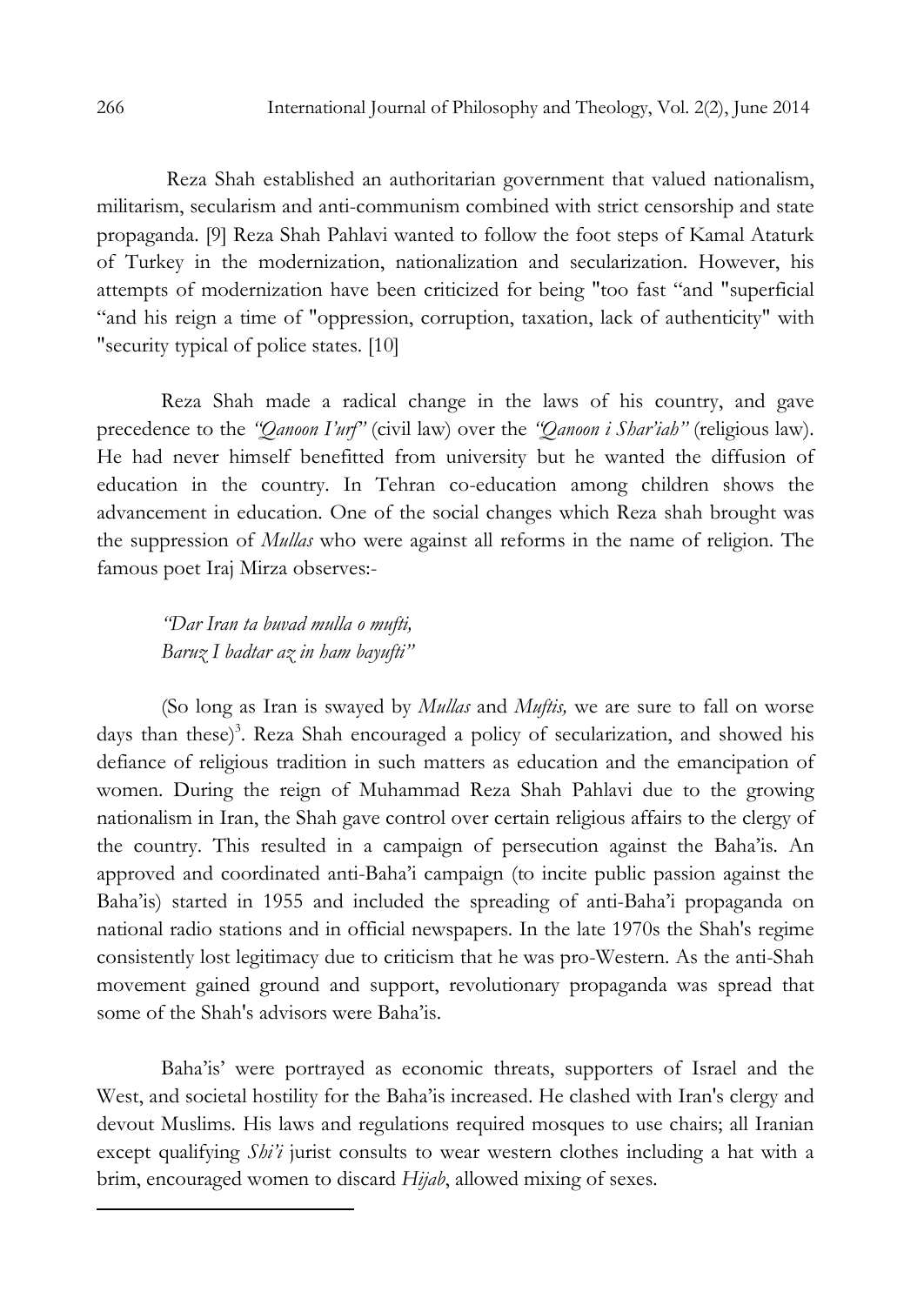Reza Shah established an authoritarian government that valued nationalism, militarism, secularism and anti-communism combined with strict censorship and state propaganda. [9] Reza Shah Pahlavi wanted to follow the foot steps of Kamal Ataturk of Turkey in the modernization, nationalization and secularization. However, his attempts of modernization have been criticized for being "too fast "and "superficial "and his reign a time of "oppression, corruption, taxation, lack of authenticity" with "security typical of police states. [10]

Reza Shah made a radical change in the laws of his country, and gave precedence to the *"Qanoon I'urf"* (civil law) over the *"Qanoon i Shar'iah"* (religious law). He had never himself benefitted from university but he wanted the diffusion of education in the country. In Tehran co-education among children shows the advancement in education. One of the social changes which Reza shah brought was the suppression of *Mullas* who were against all reforms in the name of religion. The famous poet Iraj Mirza observes:-

> *"Dar Iran ta buvad mulla o mufti,*
> *Baruz I badtar az in ham bayufti"*

(So long as Iran is swayed by *Mullas* and *Muftis,* we are sure to fall on worse days than these)[3]. Reza Shah encouraged a policy of secularization, and showed his defiance of religious tradition in such matters as education and the emancipation of women. During the reign of Muhammad Reza Shah Pahlavi due to the growing nationalism in Iran, the Shah gave control over certain religious affairs to the clergy of the country. This resulted in a campaign of persecution against the Baha'is. An approved and coordinated anti-Baha'i campaign (to incite public passion against the Baha'is) started in 1955 and included the spreading of anti-Baha'i propaganda on national radio stations and in official newspapers. In the late 1970s the Shah's regime consistently lost legitimacy due to criticism that he was pro-Western. As the anti-Shah movement gained ground and support, revolutionary propaganda was spread that some of the Shah's advisors were Baha'is.

Baha'is' were portrayed as economic threats, supporters of Israel and the West, and societal hostility for the Baha'is increased. He clashed with Iran's clergy and devout Muslims. His laws and regulations required mosques to use chairs; all Iranian except qualifying *Shi'i* jurist consults to wear western clothes including a hat with a brim, encouraged women to discard *Hijab*, allowed mixing of sexes.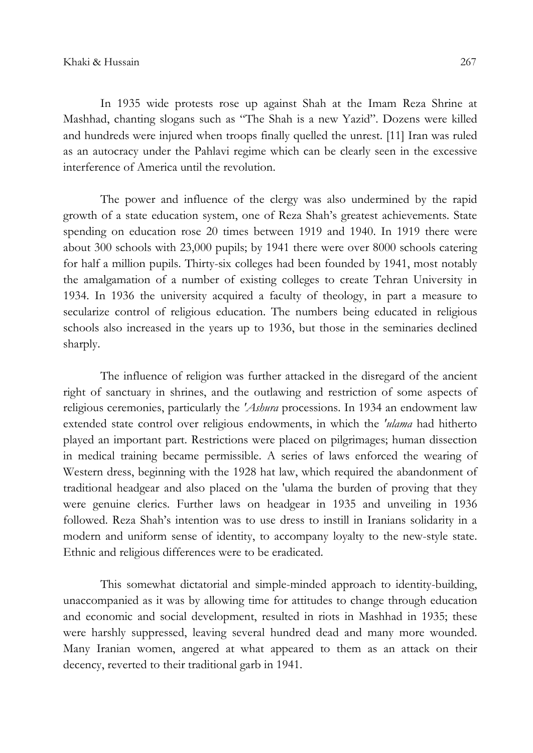In 1935 wide protests rose up against Shah at the Imam Reza Shrine at Mashhad, chanting slogans such as "The Shah is a new Yazid". Dozens were killed and hundreds were injured when troops finally quelled the unrest. [11] Iran was ruled as an autocracy under the Pahlavi regime which can be clearly seen in the excessive interference of America until the revolution.

The power and influence of the clergy was also undermined by the rapid growth of a state education system, one of Reza Shah's greatest achievements. State spending on education rose 20 times between 1919 and 1940. In 1919 there were about 300 schools with 23,000 pupils; by 1941 there were over 8000 schools catering for half a million pupils. Thirty-six colleges had been founded by 1941, most notably the amalgamation of a number of existing colleges to create Tehran University in 1934. In 1936 the university acquired a faculty of theology, in part a measure to secularize control of religious education. The numbers being educated in religious schools also increased in the years up to 1936, but those in the seminaries declined sharply.

The influence of religion was further attacked in the disregard of the ancient right of sanctuary in shrines, and the outlawing and restriction of some aspects of religious ceremonies, particularly the *'Ashura* processions. In 1934 an endowment law extended state control over religious endowments, in which the *'ulama* had hitherto played an important part. Restrictions were placed on pilgrimages; human dissection in medical training became permissible. A series of laws enforced the wearing of Western dress, beginning with the 1928 hat law, which required the abandonment of traditional headgear and also placed on the 'ulama the burden of proving that they were genuine clerics. Further laws on headgear in 1935 and unveiling in 1936 followed. Reza Shah's intention was to use dress to instill in Iranians solidarity in a modern and uniform sense of identity, to accompany loyalty to the new-style state. Ethnic and religious differences were to be eradicated.

This somewhat dictatorial and simple-minded approach to identity-building, unaccompanied as it was by allowing time for attitudes to change through education and economic and social development, resulted in riots in Mashhad in 1935; these were harshly suppressed, leaving several hundred dead and many more wounded. Many Iranian women, angered at what appeared to them as an attack on their decency, reverted to their traditional garb in 1941.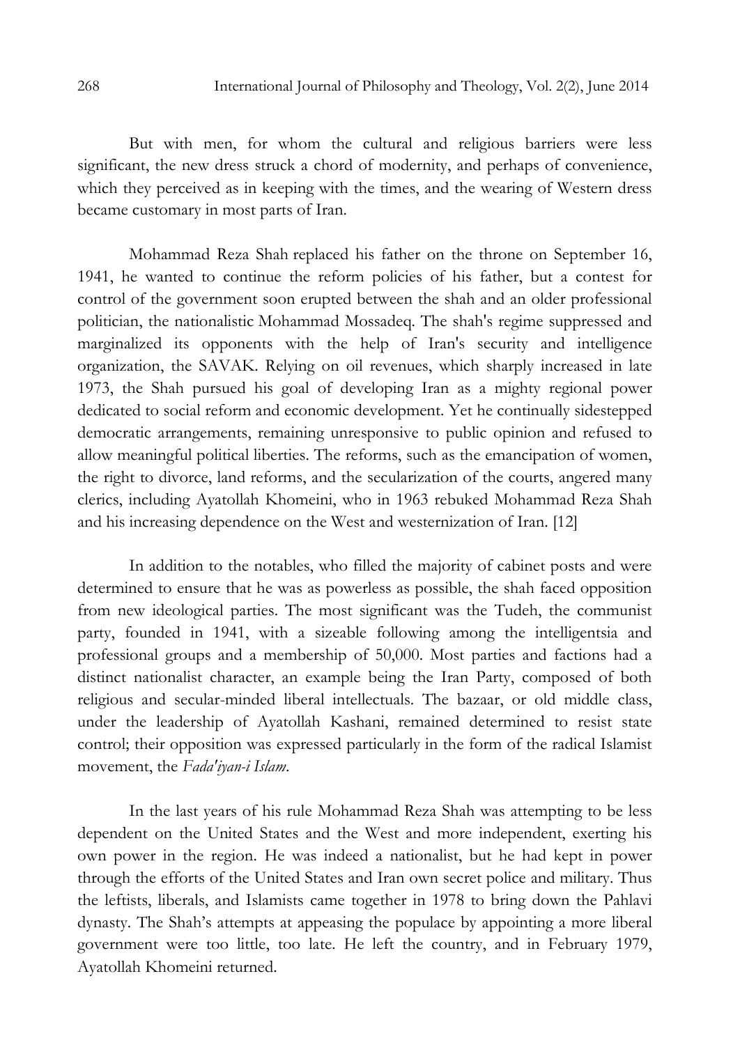But with men, for whom the cultural and religious barriers were less significant, the new dress struck a chord of modernity, and perhaps of convenience, which they perceived as in keeping with the times, and the wearing of Western dress became customary in most parts of Iran.

Mohammad Reza Shah replaced his father on the throne on September 16, 1941, he wanted to continue the reform policies of his father, but a contest for control of the government soon erupted between the shah and an older professional politician, the nationalistic Mohammad Mossadeq. The shah's regime suppressed and marginalized its opponents with the help of Iran's security and intelligence organization, the SAVAK. Relying on oil revenues, which sharply increased in late 1973, the Shah pursued his goal of developing Iran as a mighty regional power dedicated to social reform and economic development. Yet he continually sidestepped democratic arrangements, remaining unresponsive to public opinion and refused to allow meaningful political liberties. The reforms, such as the emancipation of women, the right to divorce, land reforms, and the secularization of the courts, angered many clerics, including Ayatollah Khomeini, who in 1963 rebuked Mohammad Reza Shah and his increasing dependence on the West and westernization of Iran. [12]

In addition to the notables, who filled the majority of cabinet posts and were determined to ensure that he was as powerless as possible, the shah faced opposition from new ideological parties. The most significant was the Tudeh, the communist party, founded in 1941, with a sizeable following among the intelligentsia and professional groups and a membership of 50,000. Most parties and factions had a distinct nationalist character, an example being the Iran Party, composed of both religious and secular-minded liberal intellectuals. The bazaar, or old middle class, under the leadership of Ayatollah Kashani, remained determined to resist state control; their opposition was expressed particularly in the form of the radical Islamist movement, the *Fada'iyan-i Islam*.

In the last years of his rule Mohammad Reza Shah was attempting to be less dependent on the United States and the West and more independent, exerting his own power in the region. He was indeed a nationalist, but he had kept in power through the efforts of the United States and Iran own secret police and military. Thus the leftists, liberals, and Islamists came together in 1978 to bring down the Pahlavi dynasty. The Shah's attempts at appeasing the populace by appointing a more liberal government were too little, too late. He left the country, and in February 1979, Ayatollah Khomeini returned.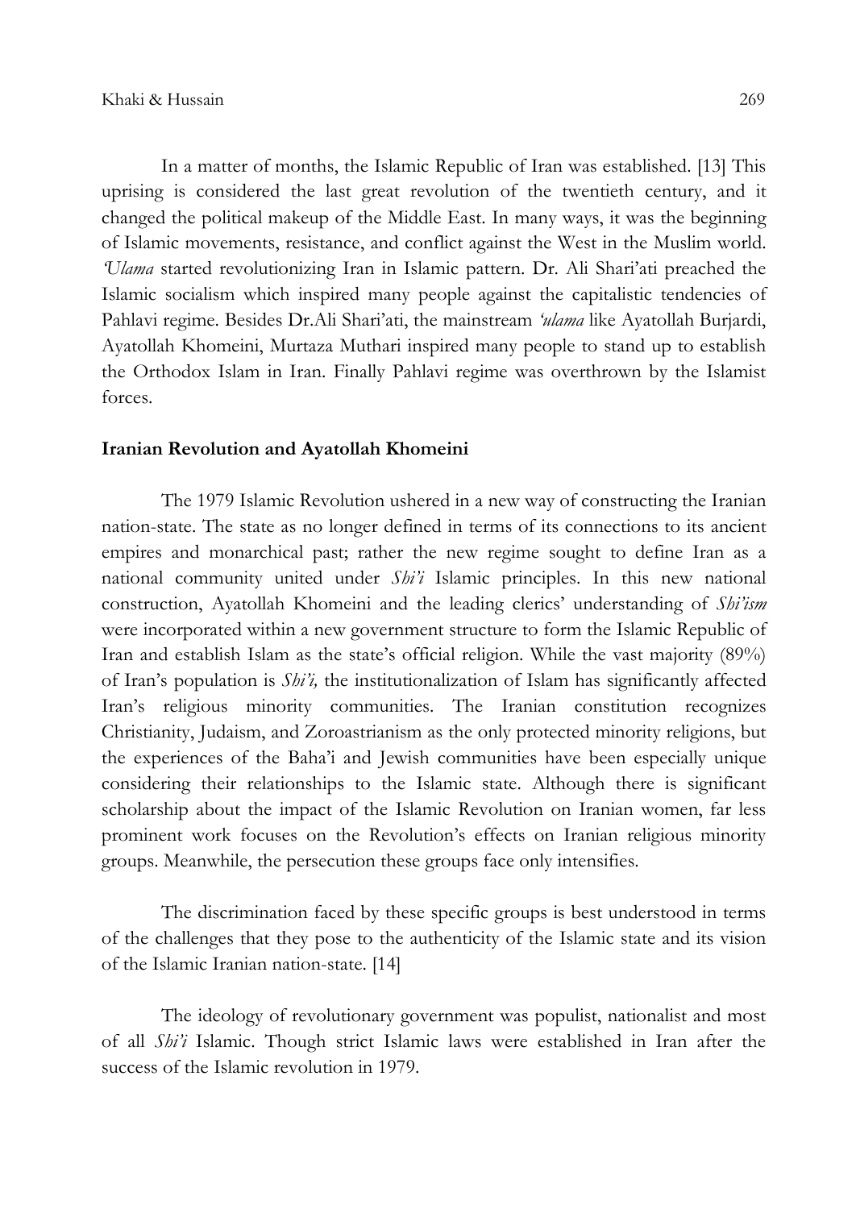In a matter of months, the Islamic Republic of Iran was established. [13] This uprising is considered the last great revolution of the twentieth century, and it changed the political makeup of the Middle East. In many ways, it was the beginning of Islamic movements, resistance, and conflict against the West in the Muslim world. *'Ulama* started revolutionizing Iran in Islamic pattern. Dr. Ali Shari'ati preached the Islamic socialism which inspired many people against the capitalistic tendencies of Pahlavi regime. Besides Dr.Ali Shari'ati, the mainstream *'ulama* like Ayatollah Burjardi, Ayatollah Khomeini, Murtaza Muthari inspired many people to stand up to establish the Orthodox Islam in Iran. Finally Pahlavi regime was overthrown by the Islamist forces.

**Iranian Revolution and Ayatollah Khomeini**

The 1979 Islamic Revolution ushered in a new way of constructing the Iranian nation-state. The state as no longer defined in terms of its connections to its ancient empires and monarchical past; rather the new regime sought to define Iran as a national community united under *Shi'i* Islamic principles. In this new national construction, Ayatollah Khomeini and the leading clerics' understanding of *Shi'ism* were incorporated within a new government structure to form the Islamic Republic of Iran and establish Islam as the state's official religion. While the vast majority (89%) of Iran's population is *Shi'i,* the institutionalization of Islam has significantly affected Iran's religious minority communities. The Iranian constitution recognizes Christianity, Judaism, and Zoroastrianism as the only protected minority religions, but the experiences of the Baha'i and Jewish communities have been especially unique considering their relationships to the Islamic state. Although there is significant scholarship about the impact of the Islamic Revolution on Iranian women, far less prominent work focuses on the Revolution's effects on Iranian religious minority groups. Meanwhile, the persecution these groups face only intensifies.

The discrimination faced by these specific groups is best understood in terms of the challenges that they pose to the authenticity of the Islamic state and its vision of the Islamic Iranian nation-state. [14]

The ideology of revolutionary government was populist, nationalist and most of all *Shi'i* Islamic. Though strict Islamic laws were established in Iran after the success of the Islamic revolution in 1979.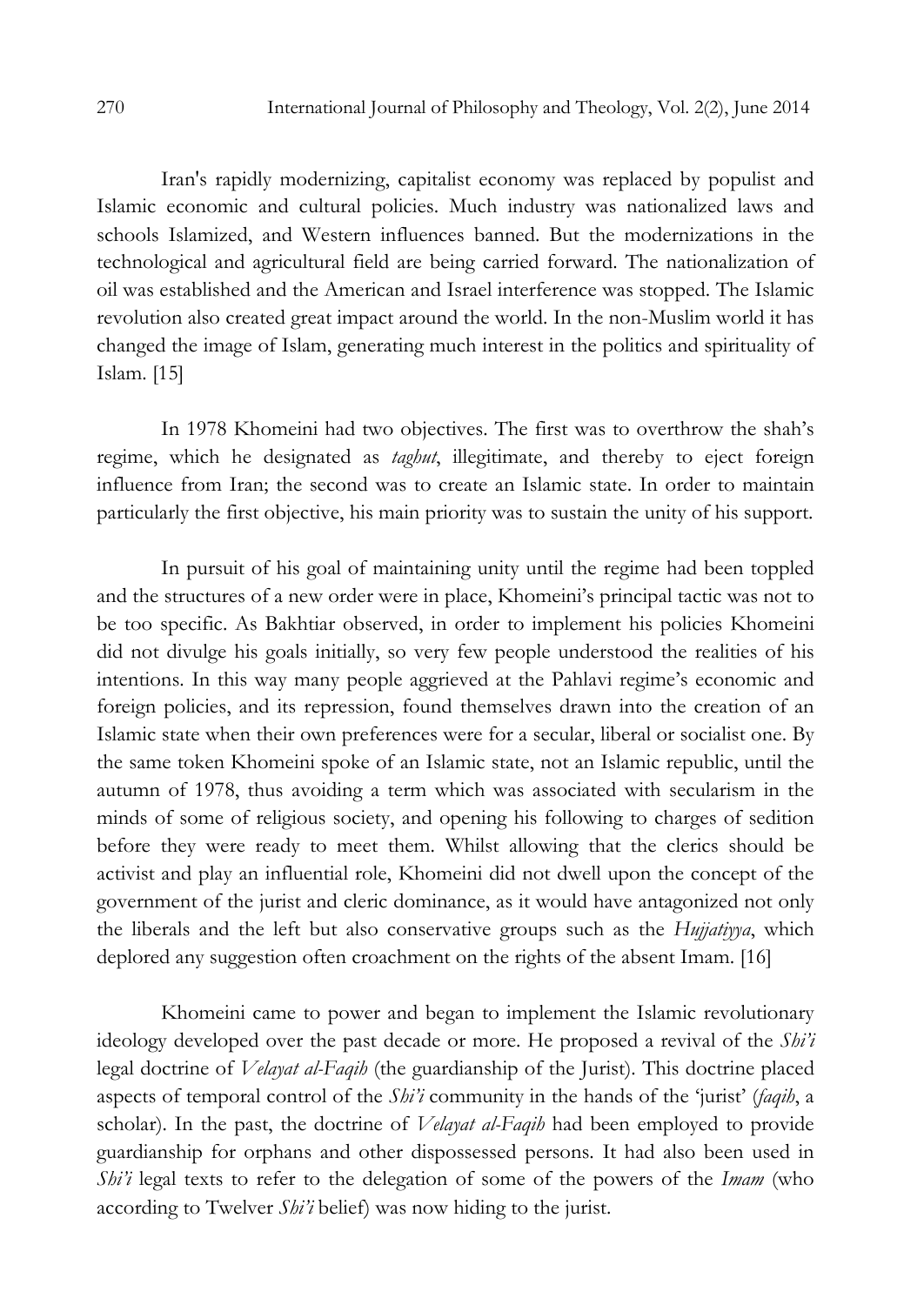Iran's rapidly modernizing, capitalist economy was replaced by populist and Islamic economic and cultural policies. Much industry was nationalized laws and schools Islamized, and Western influences banned. But the modernizations in the technological and agricultural field are being carried forward. The nationalization of oil was established and the American and Israel interference was stopped. The Islamic revolution also created great impact around the world. In the non-Muslim world it has changed the image of Islam, generating much interest in the politics and spirituality of Islam. [15]

In 1978 Khomeini had two objectives. The first was to overthrow the shah's regime, which he designated as *taghut*, illegitimate, and thereby to eject foreign influence from Iran; the second was to create an Islamic state. In order to maintain particularly the first objective, his main priority was to sustain the unity of his support.

In pursuit of his goal of maintaining unity until the regime had been toppled and the structures of a new order were in place, Khomeini's principal tactic was not to be too specific. As Bakhtiar observed, in order to implement his policies Khomeini did not divulge his goals initially, so very few people understood the realities of his intentions. In this way many people aggrieved at the Pahlavi regime's economic and foreign policies, and its repression, found themselves drawn into the creation of an Islamic state when their own preferences were for a secular, liberal or socialist one. By the same token Khomeini spoke of an Islamic state, not an Islamic republic, until the autumn of 1978, thus avoiding a term which was associated with secularism in the minds of some of religious society, and opening his following to charges of sedition before they were ready to meet them. Whilst allowing that the clerics should be activist and play an influential role, Khomeini did not dwell upon the concept of the government of the jurist and cleric dominance, as it would have antagonized not only the liberals and the left but also conservative groups such as the *Hujjatiyya*, which deplored any suggestion often croachment on the rights of the absent Imam. [16]

Khomeini came to power and began to implement the Islamic revolutionary ideology developed over the past decade or more. He proposed a revival of the *Shi'i* legal doctrine of *Velayat al-Faqih* (the guardianship of the Jurist). This doctrine placed aspects of temporal control of the *Shi'i* community in the hands of the 'jurist' (*faqih*, a scholar). In the past, the doctrine of *Velayat al-Faqih* had been employed to provide guardianship for orphans and other dispossessed persons. It had also been used in *Shi'i* legal texts to refer to the delegation of some of the powers of the *Imam* (who according to Twelver *Shi'i* belief) was now hiding to the jurist.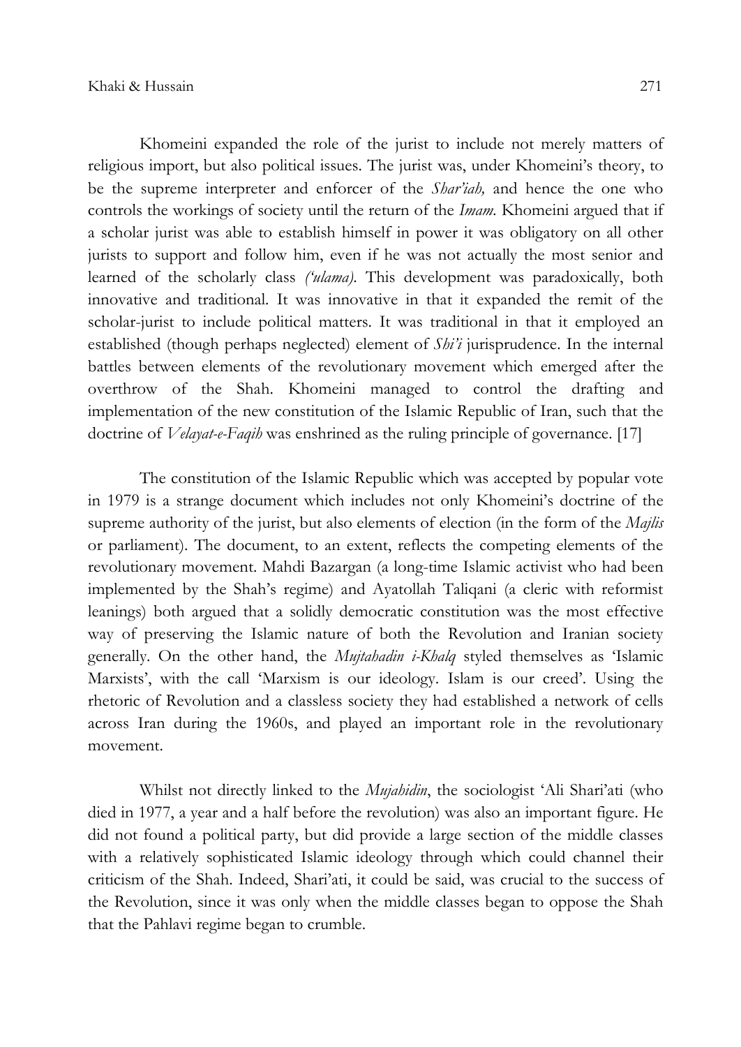Khomeini expanded the role of the jurist to include not merely matters of religious import, but also political issues. The jurist was, under Khomeini's theory, to be the supreme interpreter and enforcer of the *Shar'iah,* and hence the one who controls the workings of society until the return of the *Imam*. Khomeini argued that if a scholar jurist was able to establish himself in power it was obligatory on all other jurists to support and follow him, even if he was not actually the most senior and learned of the scholarly class *('ulama)*. This development was paradoxically, both innovative and traditional. It was innovative in that it expanded the remit of the scholar-jurist to include political matters. It was traditional in that it employed an established (though perhaps neglected) element of *Shi'i* jurisprudence. In the internal battles between elements of the revolutionary movement which emerged after the overthrow of the Shah. Khomeini managed to control the drafting and implementation of the new constitution of the Islamic Republic of Iran, such that the doctrine of *Velayat-e-Faqih* was enshrined as the ruling principle of governance. [17]

The constitution of the Islamic Republic which was accepted by popular vote in 1979 is a strange document which includes not only Khomeini's doctrine of the supreme authority of the jurist, but also elements of election (in the form of the *Majlis* or parliament). The document, to an extent, reflects the competing elements of the revolutionary movement. Mahdi Bazargan (a long-time Islamic activist who had been implemented by the Shah's regime) and Ayatollah Taliqani (a cleric with reformist leanings) both argued that a solidly democratic constitution was the most effective way of preserving the Islamic nature of both the Revolution and Iranian society generally. On the other hand, the *Mujtahadin i-Khalq* styled themselves as 'Islamic Marxists', with the call 'Marxism is our ideology. Islam is our creed'. Using the rhetoric of Revolution and a classless society they had established a network of cells across Iran during the 1960s, and played an important role in the revolutionary movement.

Whilst not directly linked to the *Mujahidin*, the sociologist 'Ali Shari'ati (who died in 1977, a year and a half before the revolution) was also an important figure. He did not found a political party, but did provide a large section of the middle classes with a relatively sophisticated Islamic ideology through which could channel their criticism of the Shah. Indeed, Shari'ati, it could be said, was crucial to the success of the Revolution, since it was only when the middle classes began to oppose the Shah that the Pahlavi regime began to crumble.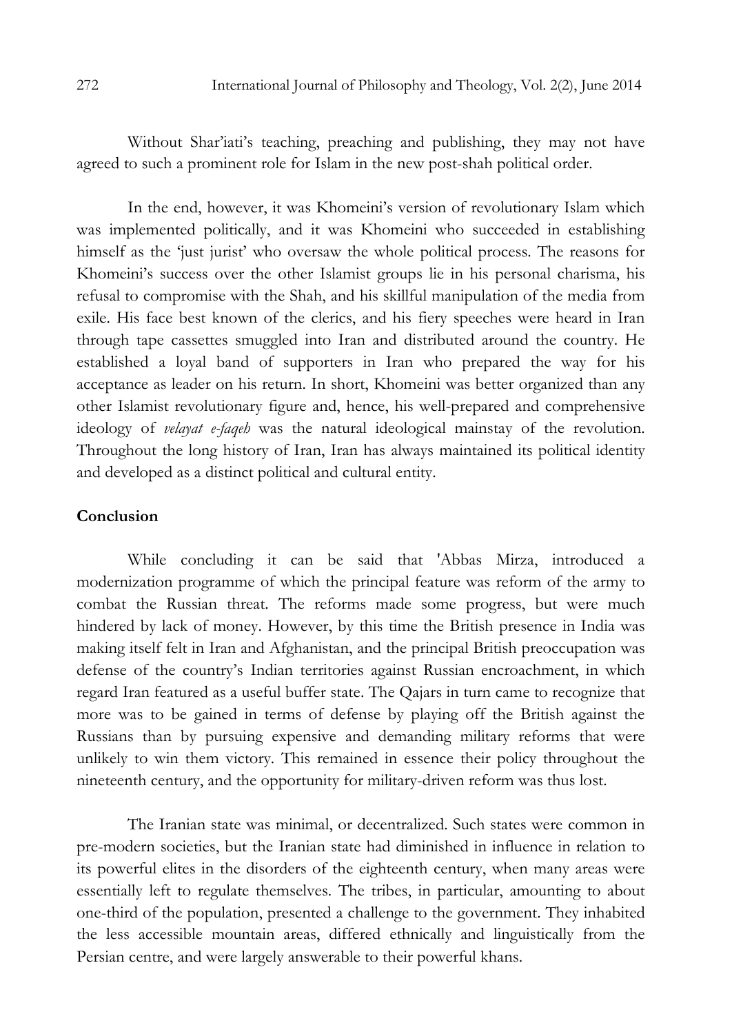Without Shar'iati's teaching, preaching and publishing, they may not have agreed to such a prominent role for Islam in the new post-shah political order.

In the end, however, it was Khomeini's version of revolutionary Islam which was implemented politically, and it was Khomeini who succeeded in establishing himself as the 'just jurist' who oversaw the whole political process. The reasons for Khomeini's success over the other Islamist groups lie in his personal charisma, his refusal to compromise with the Shah, and his skillful manipulation of the media from exile. His face best known of the clerics, and his fiery speeches were heard in Iran through tape cassettes smuggled into Iran and distributed around the country. He established a loyal band of supporters in Iran who prepared the way for his acceptance as leader on his return. In short, Khomeini was better organized than any other Islamist revolutionary figure and, hence, his well-prepared and comprehensive ideology of *velayat e-faqeh* was the natural ideological mainstay of the revolution. Throughout the long history of Iran, Iran has always maintained its political identity and developed as a distinct political and cultural entity.

## Conclusion

While concluding it can be said that 'Abbas Mirza, introduced a modernization programme of which the principal feature was reform of the army to combat the Russian threat. The reforms made some progress, but were much hindered by lack of money. However, by this time the British presence in India was making itself felt in Iran and Afghanistan, and the principal British preoccupation was defense of the country's Indian territories against Russian encroachment, in which regard Iran featured as a useful buffer state. The Qajars in turn came to recognize that more was to be gained in terms of defense by playing off the British against the Russians than by pursuing expensive and demanding military reforms that were unlikely to win them victory. This remained in essence their policy throughout the nineteenth century, and the opportunity for military-driven reform was thus lost.

The Iranian state was minimal, or decentralized. Such states were common in pre-modern societies, but the Iranian state had diminished in influence in relation to its powerful elites in the disorders of the eighteenth century, when many areas were essentially left to regulate themselves. The tribes, in particular, amounting to about one-third of the population, presented a challenge to the government. They inhabited the less accessible mountain areas, differed ethnically and linguistically from the Persian centre, and were largely answerable to their powerful khans.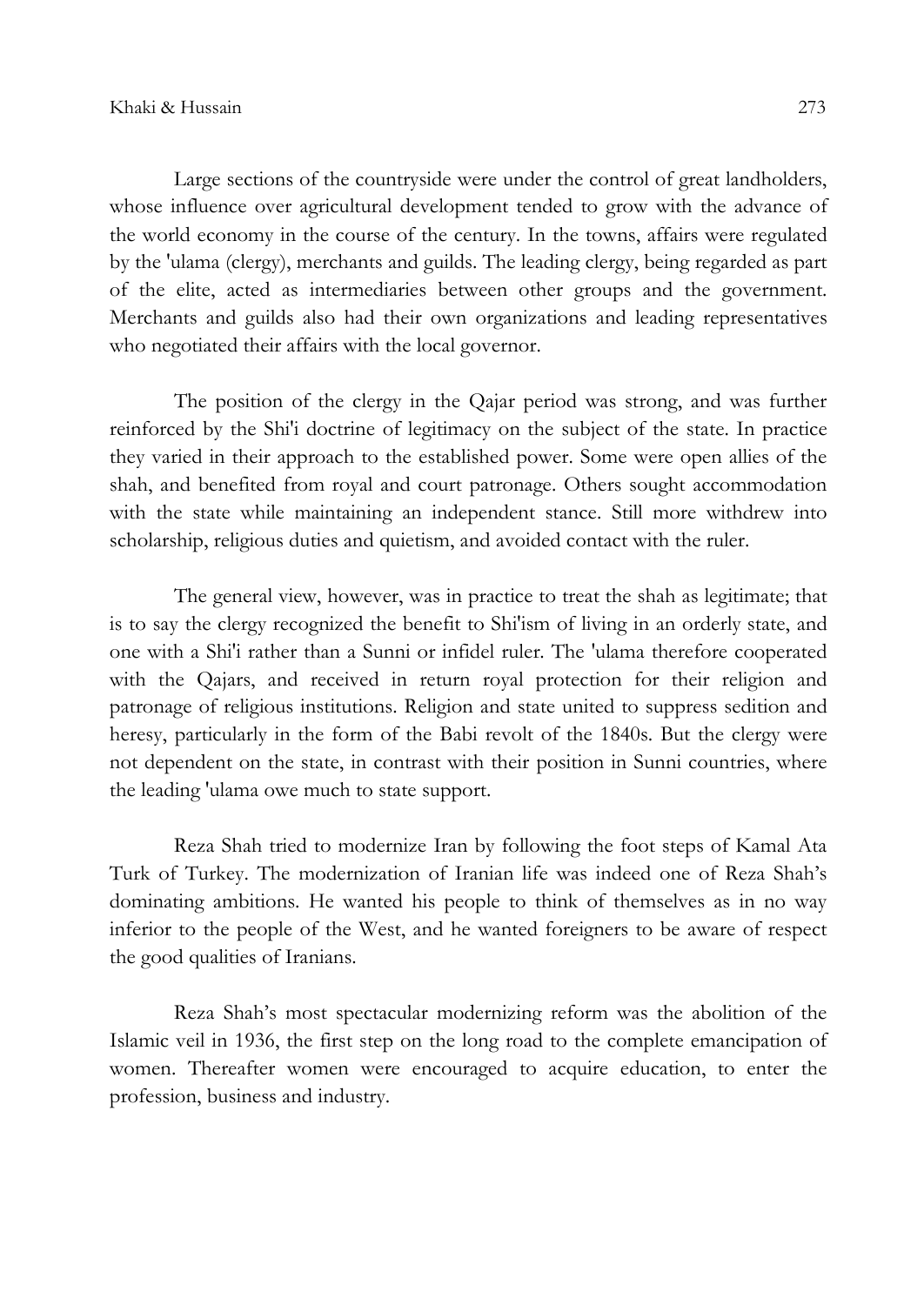Large sections of the countryside were under the control of great landholders, whose influence over agricultural development tended to grow with the advance of the world economy in the course of the century. In the towns, affairs were regulated by the 'ulama (clergy), merchants and guilds. The leading clergy, being regarded as part of the elite, acted as intermediaries between other groups and the government. Merchants and guilds also had their own organizations and leading representatives who negotiated their affairs with the local governor.

The position of the clergy in the Qajar period was strong, and was further reinforced by the Shi'i doctrine of legitimacy on the subject of the state. In practice they varied in their approach to the established power. Some were open allies of the shah, and benefited from royal and court patronage. Others sought accommodation with the state while maintaining an independent stance. Still more withdrew into scholarship, religious duties and quietism, and avoided contact with the ruler.

The general view, however, was in practice to treat the shah as legitimate; that is to say the clergy recognized the benefit to Shi'ism of living in an orderly state, and one with a Shi'i rather than a Sunni or infidel ruler. The 'ulama therefore cooperated with the Qajars, and received in return royal protection for their religion and patronage of religious institutions. Religion and state united to suppress sedition and heresy, particularly in the form of the Babi revolt of the 1840s. But the clergy were not dependent on the state, in contrast with their position in Sunni countries, where the leading 'ulama owe much to state support.

Reza Shah tried to modernize Iran by following the foot steps of Kamal Ata Turk of Turkey. The modernization of Iranian life was indeed one of Reza Shah's dominating ambitions. He wanted his people to think of themselves as in no way inferior to the people of the West, and he wanted foreigners to be aware of respect the good qualities of Iranians.

Reza Shah's most spectacular modernizing reform was the abolition of the Islamic veil in 1936, the first step on the long road to the complete emancipation of women. Thereafter women were encouraged to acquire education, to enter the profession, business and industry.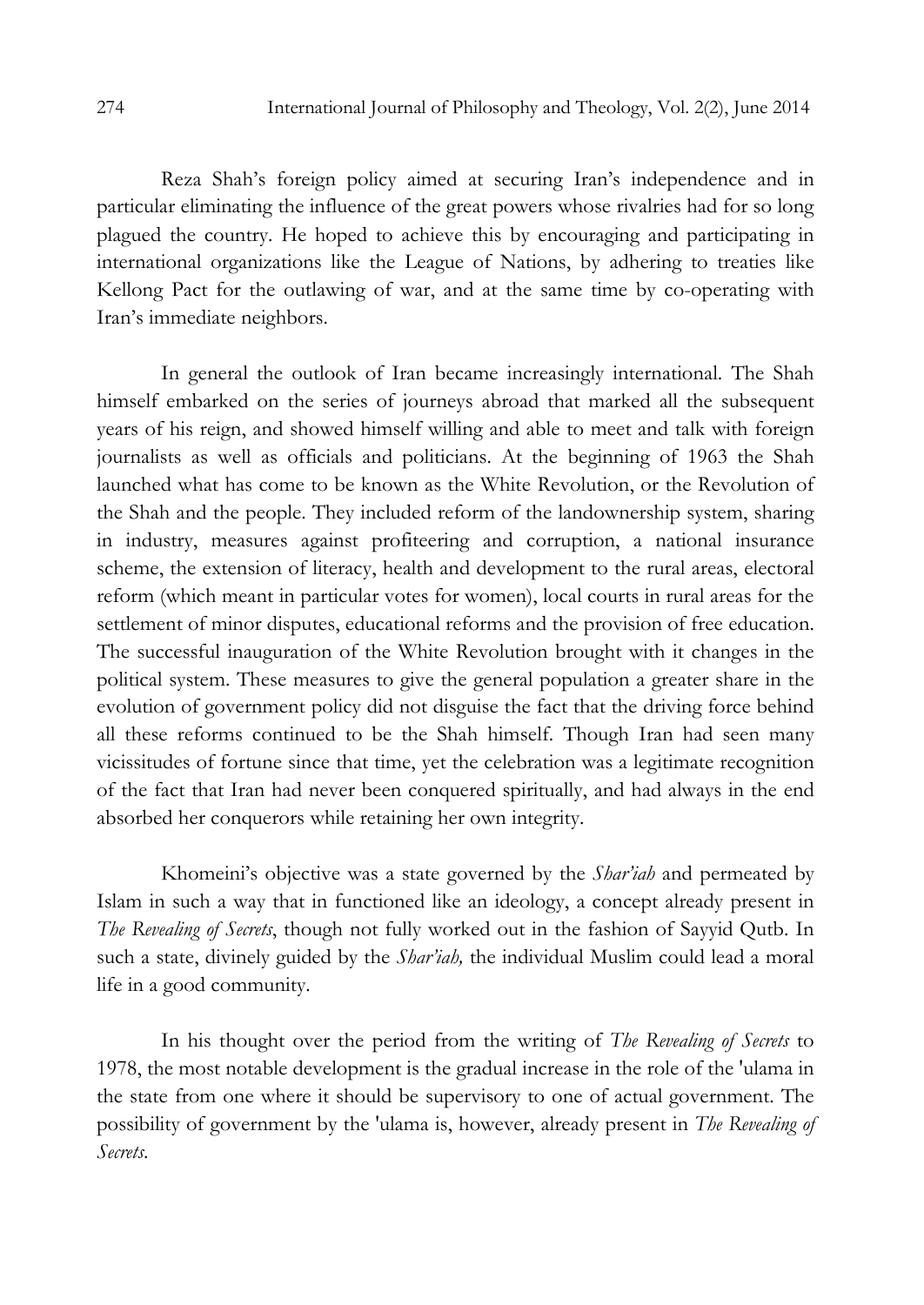Reza Shah's foreign policy aimed at securing Iran's independence and in particular eliminating the influence of the great powers whose rivalries had for so long plagued the country. He hoped to achieve this by encouraging and participating in international organizations like the League of Nations, by adhering to treaties like Kellong Pact for the outlawing of war, and at the same time by co-operating with Iran's immediate neighbors.

In general the outlook of Iran became increasingly international. The Shah himself embarked on the series of journeys abroad that marked all the subsequent years of his reign, and showed himself willing and able to meet and talk with foreign journalists as well as officials and politicians. At the beginning of 1963 the Shah launched what has come to be known as the White Revolution, or the Revolution of the Shah and the people. They included reform of the landownership system, sharing in industry, measures against profiteering and corruption, a national insurance scheme, the extension of literacy, health and development to the rural areas, electoral reform (which meant in particular votes for women), local courts in rural areas for the settlement of minor disputes, educational reforms and the provision of free education. The successful inauguration of the White Revolution brought with it changes in the political system. These measures to give the general population a greater share in the evolution of government policy did not disguise the fact that the driving force behind all these reforms continued to be the Shah himself. Though Iran had seen many vicissitudes of fortune since that time, yet the celebration was a legitimate recognition of the fact that Iran had never been conquered spiritually, and had always in the end absorbed her conquerors while retaining her own integrity.

Khomeini's objective was a state governed by the *Shar'iah* and permeated by Islam in such a way that in functioned like an ideology, a concept already present in *The Revealing of Secrets*, though not fully worked out in the fashion of Sayyid Qutb. In such a state, divinely guided by the *Shar'iah,* the individual Muslim could lead a moral life in a good community.

In his thought over the period from the writing of *The Revealing of Secrets* to 1978, the most notable development is the gradual increase in the role of the 'ulama in the state from one where it should be supervisory to one of actual government. The possibility of government by the 'ulama is, however, already present in *The Revealing of Secrets.*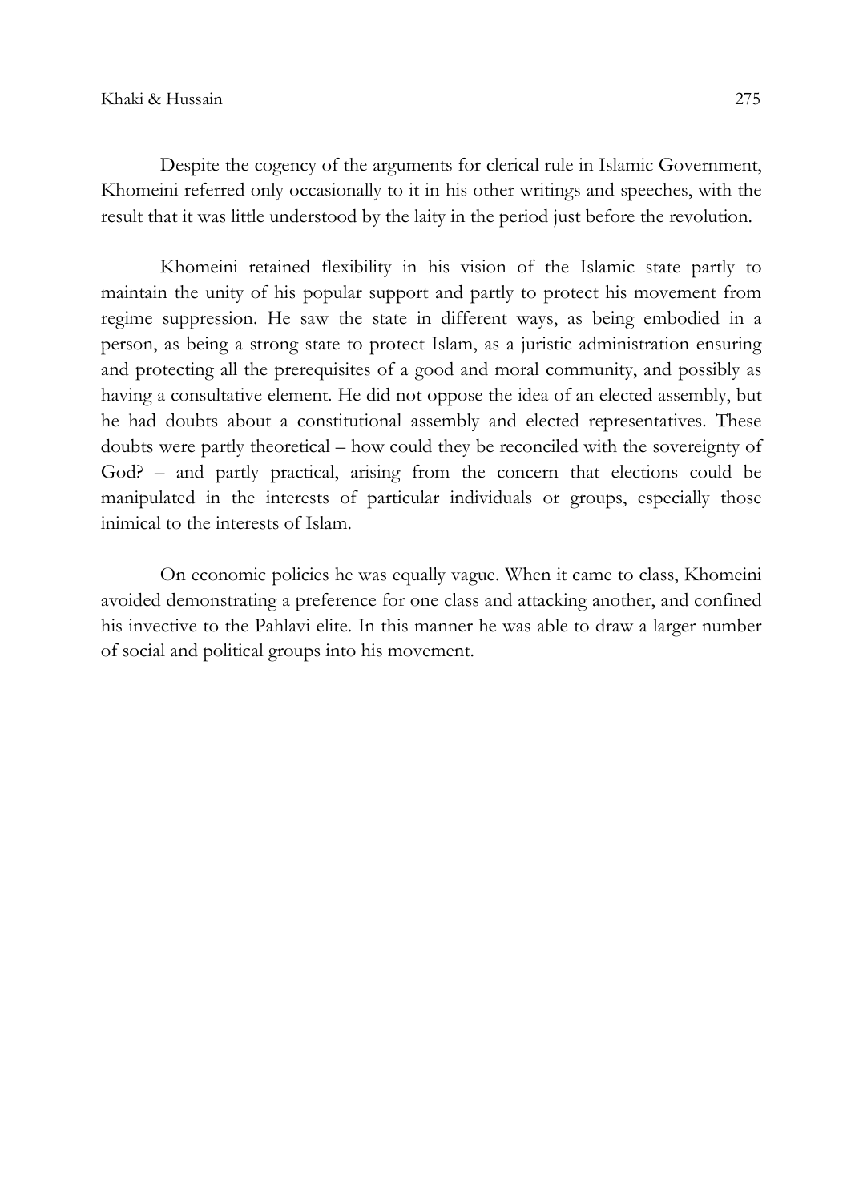Despite the cogency of the arguments for clerical rule in Islamic Government, Khomeini referred only occasionally to it in his other writings and speeches, with the result that it was little understood by the laity in the period just before the revolution.

Khomeini retained flexibility in his vision of the Islamic state partly to maintain the unity of his popular support and partly to protect his movement from regime suppression. He saw the state in different ways, as being embodied in a person, as being a strong state to protect Islam, as a juristic administration ensuring and protecting all the prerequisites of a good and moral community, and possibly as having a consultative element. He did not oppose the idea of an elected assembly, but he had doubts about a constitutional assembly and elected representatives. These doubts were partly theoretical – how could they be reconciled with the sovereignty of God? – and partly practical, arising from the concern that elections could be manipulated in the interests of particular individuals or groups, especially those inimical to the interests of Islam.

On economic policies he was equally vague. When it came to class, Khomeini avoided demonstrating a preference for one class and attacking another, and confined his invective to the Pahlavi elite. In this manner he was able to draw a larger number of social and political groups into his movement.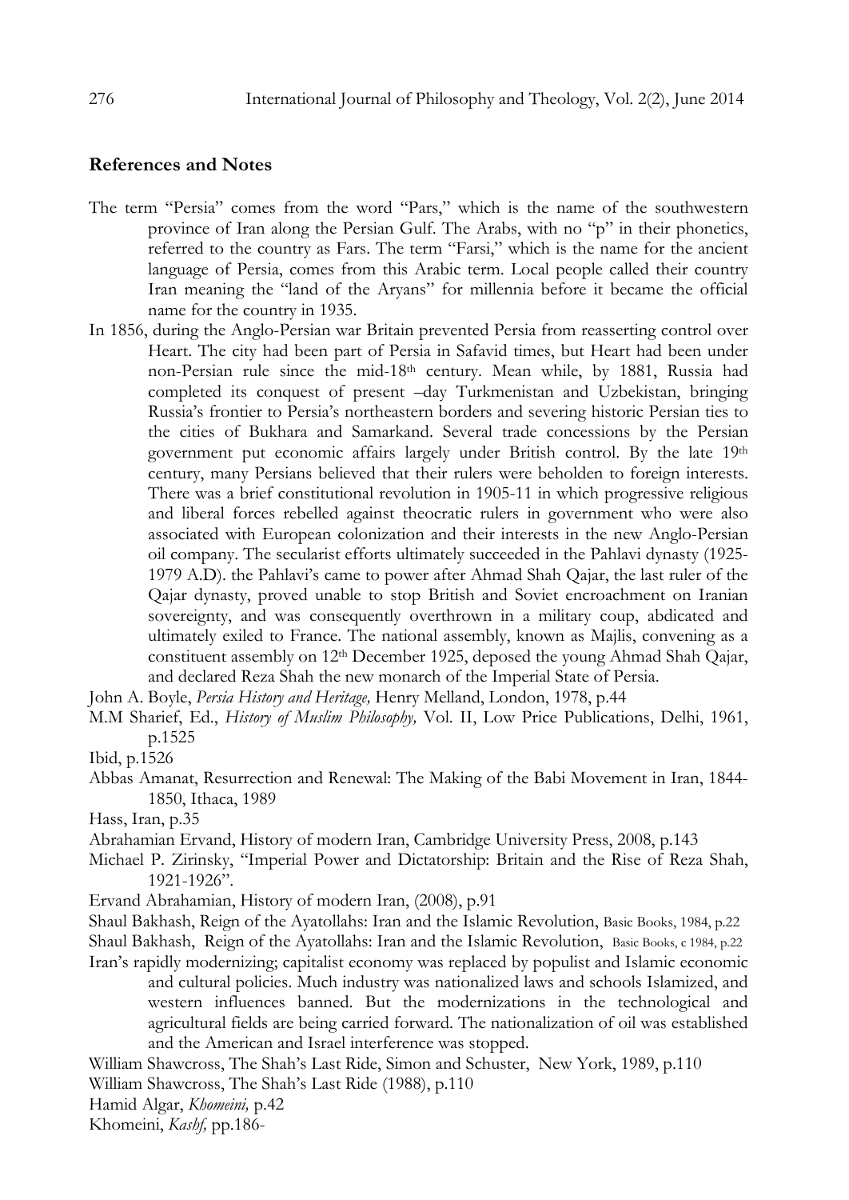## References and Notes

The term "Persia" comes from the word "Pars," which is the name of the southwestern province of Iran along the Persian Gulf. The Arabs, with no "p" in their phonetics, referred to the country as Fars. The term "Farsi," which is the name for the ancient language of Persia, comes from this Arabic term. Local people called their country Iran meaning the "land of the Aryans" for millennia before it became the official name for the country in 1935.

In 1856, during the Anglo-Persian war Britain prevented Persia from reasserting control over Heart. The city had been part of Persia in Safavid times, but Heart had been under non-Persian rule since the mid-18th century. Mean while, by 1881, Russia had completed its conquest of present –day Turkmenistan and Uzbekistan, bringing Russia's frontier to Persia's northeastern borders and severing historic Persian ties to the cities of Bukhara and Samarkand. Several trade concessions by the Persian government put economic affairs largely under British control. By the late 19th century, many Persians believed that their rulers were beholden to foreign interests. There was a brief constitutional revolution in 1905-11 in which progressive religious and liberal forces rebelled against theocratic rulers in government who were also associated with European colonization and their interests in the new Anglo-Persian oil company. The secularist efforts ultimately succeeded in the Pahlavi dynasty (1925-1979 A.D). the Pahlavi's came to power after Ahmad Shah Qajar, the last ruler of the Qajar dynasty, proved unable to stop British and Soviet encroachment on Iranian sovereignty, and was consequently overthrown in a military coup, abdicated and ultimately exiled to France. The national assembly, known as Majlis, convening as a constituent assembly on 12th December 1925, deposed the young Ahmad Shah Qajar, and declared Reza Shah the new monarch of the Imperial State of Persia.

John A. Boyle, *Persia History and Heritage,* Henry Melland, London, 1978, p.44

M.M Sharief, Ed., *History of Muslim Philosophy,* Vol. II, Low Price Publications, Delhi, 1961, p.1525

Ibid, p.1526

Abbas Amanat, Resurrection and Renewal: The Making of the Babi Movement in Iran, 1844-1850, Ithaca, 1989

Hass, Iran, p.35

Abrahamian Ervand, History of modern Iran, Cambridge University Press, 2008, p.143

Michael P. Zirinsky, "Imperial Power and Dictatorship: Britain and the Rise of Reza Shah, 1921-1926".

Ervand Abrahamian, History of modern Iran, (2008), p.91

Shaul Bakhash, Reign of the Ayatollahs: Iran and the Islamic Revolution, Basic Books, 1984, p.22

Shaul Bakhash, Reign of the Ayatollahs: Iran and the Islamic Revolution, Basic Books, c 1984, p.22

Iran's rapidly modernizing; capitalist economy was replaced by populist and Islamic economic and cultural policies. Much industry was nationalized laws and schools Islamized, and western influences banned. But the modernizations in the technological and agricultural fields are being carried forward. The nationalization of oil was established and the American and Israel interference was stopped.

William Shawcross, The Shah's Last Ride, Simon and Schuster, New York, 1989, p.110

William Shawcross, The Shah's Last Ride (1988), p.110

Hamid Algar, *Khomeini,* p.42

Khomeini, *Kashf,* pp.186-